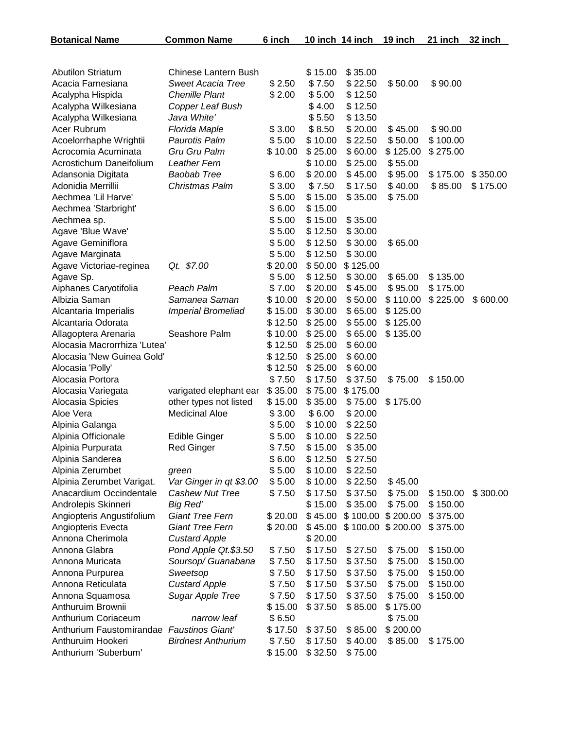| Botanical Name | Common Name | 6 inch | 10 inch | 14 inch | 19 inch | 21 inch | 32 inch |
|---|---|---|---|---|---|---|---|
| Abutilon Striatum | Chinese Lantern Bush | | $ 15.00 | $ 35.00 | | | |
| Acacia Farnesiana | *Sweet Acacia Tree* | $ 2.50 | $ 7.50 | $ 22.50 | $ 50.00 | $ 90.00 | |
| Acalypha Hispida | *Chenille Plant* | $ 2.00 | $ 5.00 | $ 12.50 | | | |
| Acalypha Wilkesiana | *Copper Leaf Bush* | | $ 4.00 | $ 12.50 | | | |
| Acalypha Wilkesiana | *Java White'* | | $ 5.50 | $ 13.50 | | | |
| Acer Rubrum | *Florida Maple* | $ 3.00 | $ 8.50 | $ 20.00 | $ 45.00 | $ 90.00 | |
| Acoelorrhaphe Wrightii | *Paurotis Palm* | $ 5.00 | $ 10.00 | $ 22.50 | $ 50.00 | $ 100.00 | |
| Acrocomia Acuminata | *Gru Gru Palm* | $ 10.00 | $ 25.00 | $ 60.00 | $ 125.00 | $ 275.00 | |
| Acrostichum Daneifolium | *Leather Fern* | | $ 10.00 | $ 25.00 | $ 55.00 | | |
| Adansonia Digitata | *Baobab Tree* | $ 6.00 | $ 20.00 | $ 45.00 | $ 95.00 | $ 175.00 | $ 350.00 |
| Adonidia Merrillii | *Christmas Palm* | $ 3.00 | $ 7.50 | $ 17.50 | $ 40.00 | $ 85.00 | $ 175.00 |
| Aechmea 'Lil Harve' | | $ 5.00 | $ 15.00 | $ 35.00 | $ 75.00 | | |
| Aechmea 'Starbright' | | $ 6.00 | $ 15.00 | | | | |
| Aechmea sp. | | $ 5.00 | $ 15.00 | $ 35.00 | | | |
| Agave 'Blue Wave' | | $ 5.00 | $ 12.50 | $ 30.00 | | | |
| Agave Geminiflora | | $ 5.00 | $ 12.50 | $ 30.00 | $ 65.00 | | |
| Agave Marginata | | $ 5.00 | $ 12.50 | $ 30.00 | | | |
| Agave Victoriae-reginea | *Qt. $7.00* | $ 20.00 | $ 50.00 | $ 125.00 | | | |
| Agave Sp. | | $ 5.00 | $ 12.50 | $ 30.00 | $ 65.00 | $ 135.00 | |
| Aiphanes Caryotifolia | *Peach Palm* | $ 7.00 | $ 20.00 | $ 45.00 | $ 95.00 | $ 175.00 | |
| Albizia Saman | *Samanea Saman* | $ 10.00 | $ 20.00 | $ 50.00 | $ 110.00 | $ 225.00 | $ 600.00 |
| Alcantaria Imperialis | *Imperial Bromeliad* | $ 15.00 | $ 30.00 | $ 65.00 | $ 125.00 | | |
| Alcantaria Odorata | | $ 12.50 | $ 25.00 | $ 55.00 | $ 125.00 | | |
| Allagoptera Arenaria | Seashore Palm | $ 10.00 | $ 25.00 | $ 65.00 | $ 135.00 | | |
| Alocasia Macrorrhiza 'Lutea' | | $ 12.50 | $ 25.00 | $ 60.00 | | | |
| Alocasia 'New Guinea Gold' | | $ 12.50 | $ 25.00 | $ 60.00 | | | |
| Alocasia 'Polly' | | $ 12.50 | $ 25.00 | $ 60.00 | | | |
| Alocasia Portora | | $ 7.50 | $ 17.50 | $ 37.50 | $ 75.00 | $ 150.00 | |
| Alocasia Variegata | varigated elephant ear | $ 35.00 | $ 75.00 | $ 175.00 | | | |
| Alocasia Spicies | other types not listed | $ 15.00 | $ 35.00 | $ 75.00 | $ 175.00 | | |
| Aloe Vera | Medicinal Aloe | $ 3.00 | $ 6.00 | $ 20.00 | | | |
| Alpinia Galanga | | $ 5.00 | $ 10.00 | $ 22.50 | | | |
| Alpinia Officionale | Edible Ginger | $ 5.00 | $ 10.00 | $ 22.50 | | | |
| Alpinia Purpurata | Red Ginger | $ 7.50 | $ 15.00 | $ 35.00 | | | |
| Alpinia Sanderea | | $ 6.00 | $ 12.50 | $ 27.50 | | | |
| Alpinia Zerumbet | *green* | $ 5.00 | $ 10.00 | $ 22.50 | | | |
| Alpinia Zerumbet Varigat. | *Var Ginger in qt $3.00* | $ 5.00 | $ 10.00 | $ 22.50 | $ 45.00 | | |
| Anacardium Occindentale | *Cashew Nut Tree* | $ 7.50 | $ 17.50 | $ 37.50 | $ 75.00 | $ 150.00 | $ 300.00 |
| Androlepis Skinneri | *Big Red'* | | $ 15.00 | $ 35.00 | $ 75.00 | $ 150.00 | |
| Angiopteris Angustifolium | *Giant Tree Fern* | $ 20.00 | $ 45.00 | $ 100.00 | $ 200.00 | $ 375.00 | |
| Angiopteris Evecta | *Giant Tree Fern* | $ 20.00 | $ 45.00 | $ 100.00 | $ 200.00 | $ 375.00 | |
| Annona Cherimola | *Custard Apple* | | $ 20.00 | | | | |
| Annona Glabra | *Pond Apple Qt.$3.50* | $ 7.50 | $ 17.50 | $ 27.50 | $ 75.00 | $ 150.00 | |
| Annona Muricata | *Soursop/ Guanabana* | $ 7.50 | $ 17.50 | $ 37.50 | $ 75.00 | $ 150.00 | |
| Annona Purpurea | *Sweetsop* | $ 7.50 | $ 17.50 | $ 37.50 | $ 75.00 | $ 150.00 | |
| Annona Reticulata | *Custard Apple* | $ 7.50 | $ 17.50 | $ 37.50 | $ 75.00 | $ 150.00 | |
| Annona Squamosa | *Sugar Apple Tree* | $ 7.50 | $ 17.50 | $ 37.50 | $ 75.00 | $ 150.00 | |
| Anthuruim Brownii | | $ 15.00 | $ 37.50 | $ 85.00 | $ 175.00 | | |
| Anthurium Coriaceum | *narrow leaf* | $ 6.50 | | | $ 75.00 | | |
| Anthurium Faustomirandae | *Faustinos Giant'* | $ 17.50 | $ 37.50 | $ 85.00 | $ 200.00 | | |
| Anthuruim Hookeri | *Birdnest Anthurium* | $ 7.50 | $ 17.50 | $ 40.00 | $ 85.00 | $ 175.00 | |
| Anthurium 'Suberbum' | | $ 15.00 | $ 32.50 | $ 75.00 | | | |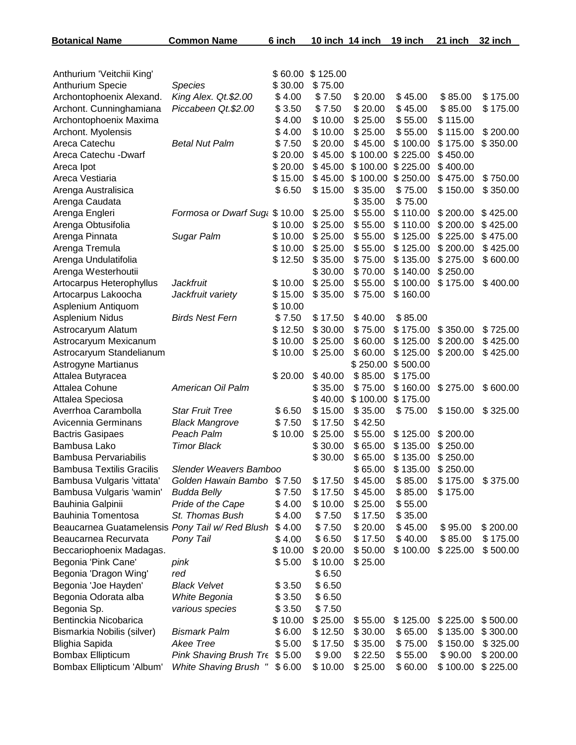| Botanical Name | Common Name | 6 inch | 10 inch | 14 inch | 19 inch | 21 inch | 32 inch |
|---|---|---|---|---|---|---|---|
| Anthurium 'Veitchii King' | | $ 60.00 | $ 125.00 | | | | |
| Anthurium Specie | *Species* | $ 30.00 | $ 75.00 | | | | |
| Archontophoenix Alexand. | *King Alex. Qt.$2.00* | $ 4.00 | $ 7.50 | $ 20.00 | $ 45.00 | $ 85.00 | $ 175.00 |
| Archont. Cunninghamiana | *Piccabeen Qt.$2.00* | $ 3.50 | $ 7.50 | $ 20.00 | $ 45.00 | $ 85.00 | $ 175.00 |
| Archontophoenix Maxima | | $ 4.00 | $ 10.00 | $ 25.00 | $ 55.00 | $ 115.00 | |
| Archont. Myolensis | | $ 4.00 | $ 10.00 | $ 25.00 | $ 55.00 | $ 115.00 | $ 200.00 |
| Areca Catechu | *Betal Nut Palm* | $ 7.50 | $ 20.00 | $ 45.00 | $ 100.00 | $ 175.00 | $ 350.00 |
| Areca Catechu -Dwarf | | $ 20.00 | $ 45.00 | $ 100.00 | $ 225.00 | $ 450.00 | |
| Areca Ipot | | $ 20.00 | $ 45.00 | $ 100.00 | $ 225.00 | $ 400.00 | |
| Areca Vestiaria | | $ 15.00 | $ 45.00 | $ 100.00 | $ 250.00 | $ 475.00 | $ 750.00 |
| Arenga Australisica | | $ 6.50 | $ 15.00 | $ 35.00 | $ 75.00 | $ 150.00 | $ 350.00 |
| Arenga Caudata | | | | $ 35.00 | $ 75.00 | | |
| Arenga Engleri | *Formosa or Dwarf Suga* | $ 10.00 | $ 25.00 | $ 55.00 | $ 110.00 | $ 200.00 | $ 425.00 |
| Arenga Obtusifolia | | $ 10.00 | $ 25.00 | $ 55.00 | $ 110.00 | $ 200.00 | $ 425.00 |
| Arenga Pinnata | *Sugar Palm* | $ 10.00 | $ 25.00 | $ 55.00 | $ 125.00 | $ 225.00 | $ 475.00 |
| Arenga Tremula | | $ 10.00 | $ 25.00 | $ 55.00 | $ 125.00 | $ 200.00 | $ 425.00 |
| Arenga Undulatifolia | | $ 12.50 | $ 35.00 | $ 75.00 | $ 135.00 | $ 275.00 | $ 600.00 |
| Arenga Westerhoutii | | | $ 30.00 | $ 70.00 | $ 140.00 | $ 250.00 | |
| Artocarpus Heterophyllus | *Jackfruit* | $ 10.00 | $ 25.00 | $ 55.00 | $ 100.00 | $ 175.00 | $ 400.00 |
| Artocarpus Lakoocha | *Jackfruit variety* | $ 15.00 | $ 35.00 | $ 75.00 | $ 160.00 | | |
| Asplenium Antiquom | | $ 10.00 | | | | | |
| Asplenium Nidus | *Birds Nest Fern* | $ 7.50 | $ 17.50 | $ 40.00 | $ 85.00 | | |
| Astrocaryum Alatum | | $ 12.50 | $ 30.00 | $ 75.00 | $ 175.00 | $ 350.00 | $ 725.00 |
| Astrocaryum Mexicanum | | $ 10.00 | $ 25.00 | $ 60.00 | $ 125.00 | $ 200.00 | $ 425.00 |
| Astrocaryum Standelianum | | $ 10.00 | $ 25.00 | $ 60.00 | $ 125.00 | $ 200.00 | $ 425.00 |
| Astrogyne Martianus | | | | $ 250.00 | $ 500.00 | | |
| Attalea Butyracea | | $ 20.00 | $ 40.00 | $ 85.00 | $ 175.00 | | |
| Attalea Cohune | *American Oil Palm* | | $ 35.00 | $ 75.00 | $ 160.00 | $ 275.00 | $ 600.00 |
| Attalea Speciosa | | | $ 40.00 | $ 100.00 | $ 175.00 | | |
| Averrhoa Carambolla | *Star Fruit Tree* | $ 6.50 | $ 15.00 | $ 35.00 | $ 75.00 | $ 150.00 | $ 325.00 |
| Avicennia Germinans | *Black Mangrove* | $ 7.50 | $ 17.50 | $ 42.50 | | | |
| Bactris Gasipaes | *Peach Palm* | $ 10.00 | $ 25.00 | $ 55.00 | $ 125.00 | $ 200.00 | |
| Bambusa Lako | *Timor Black* | | $ 30.00 | $ 65.00 | $ 135.00 | $ 250.00 | |
| Bambusa Pervariabilis | | | $ 30.00 | $ 65.00 | $ 135.00 | $ 250.00 | |
| Bambusa Textilis Gracilis | *Slender Weavers Bamboo* | | | $ 65.00 | $ 135.00 | $ 250.00 | |
| Bambusa Vulgaris 'vittata' | *Golden Hawain Bambo* | $ 7.50 | $ 17.50 | $ 45.00 | $ 85.00 | $ 175.00 | $ 375.00 |
| Bambusa Vulgaris 'wamin' | *Budda Belly* | $ 7.50 | $ 17.50 | $ 45.00 | $ 85.00 | $ 175.00 | |
| Bauhinia Galpinii | *Pride of the Cape* | $ 4.00 | $ 10.00 | $ 25.00 | $ 55.00 | | |
| Bauhinia Tomentosa | *St. Thomas Bush* | $ 4.00 | $ 7.50 | $ 17.50 | $ 35.00 | | |
| Beaucarnea Guatamelensis | *Pony Tail w/ Red Blush* | $ 4.00 | $ 7.50 | $ 20.00 | $ 45.00 | $ 95.00 | $ 200.00 |
| Beaucarnea Recurvata | *Pony Tail* | $ 4.00 | $ 6.50 | $ 17.50 | $ 40.00 | $ 85.00 | $ 175.00 |
| Beccariophoenix Madagas. | | $ 10.00 | $ 20.00 | $ 50.00 | $ 100.00 | $ 225.00 | $ 500.00 |
| Begonia 'Pink Cane' | *pink* | $ 5.00 | $ 10.00 | $ 25.00 | | | |
| Begonia 'Dragon Wing' | *red* | | $ 6.50 | | | | |
| Begonia 'Joe Hayden' | *Black Velvet* | $ 3.50 | $ 6.50 | | | | |
| Begonia Odorata alba | *White Begonia* | $ 3.50 | $ 6.50 | | | | |
| Begonia Sp. | *various species* | $ 3.50 | $ 7.50 | | | | |
| Bentinckia Nicobarica | | $ 10.00 | $ 25.00 | $ 55.00 | $ 125.00 | $ 225.00 | $ 500.00 |
| Bismarkia Nobilis (silver) | *Bismark Palm* | $ 6.00 | $ 12.50 | $ 30.00 | $ 65.00 | $ 135.00 | $ 300.00 |
| Blighia Sapida | *Akee Tree* | $ 5.00 | $ 17.50 | $ 35.00 | $ 75.00 | $ 150.00 | $ 325.00 |
| Bombax Ellipticum | *Pink Shaving Brush Tre* | $ 5.00 | $ 9.00 | $ 22.50 | $ 55.00 | $ 90.00 | $ 200.00 |
| Bombax Ellipticum 'Album' | *White Shaving Brush "* | $ 6.00 | $ 10.00 | $ 25.00 | $ 60.00 | $ 100.00 | $ 225.00 |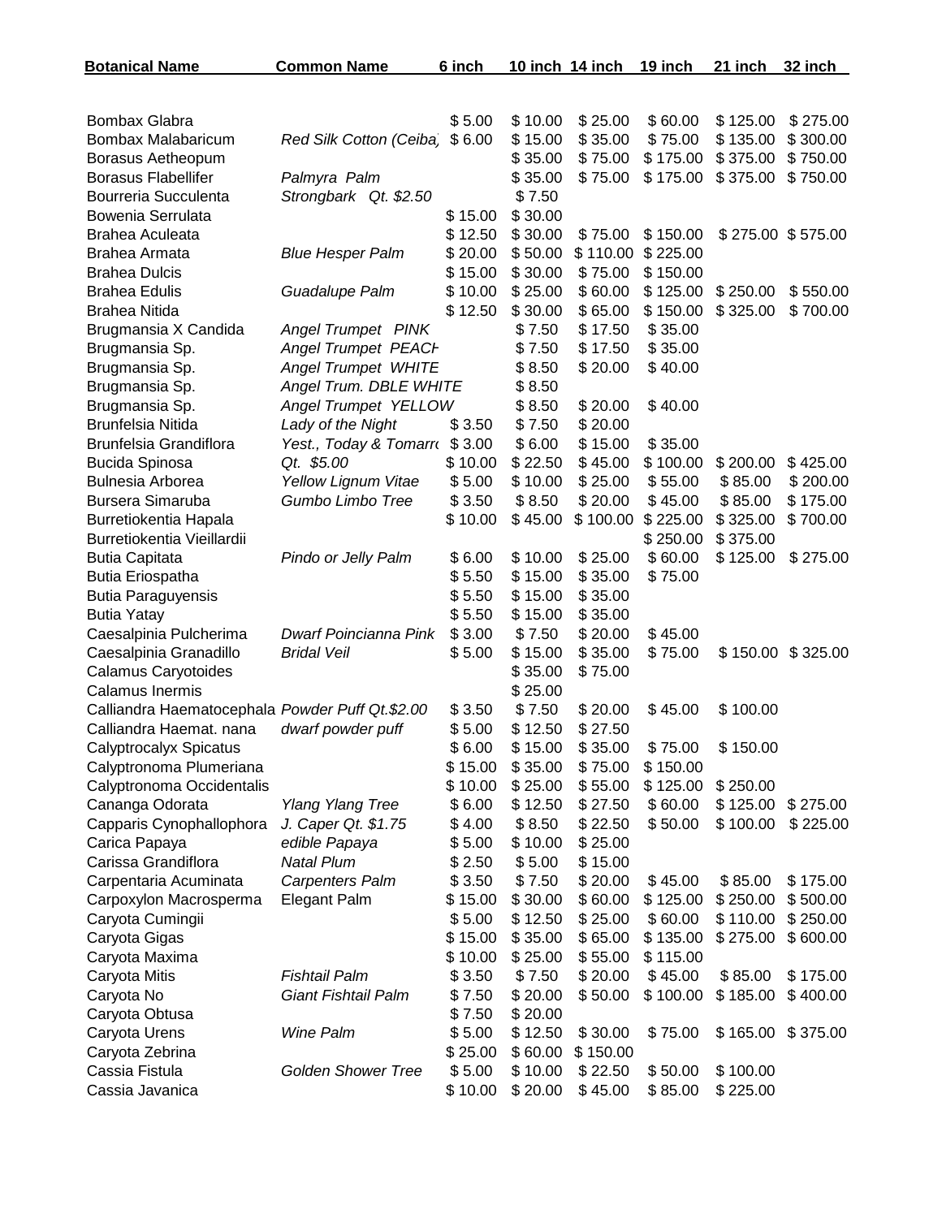| Botanical Name | Common Name | 6 inch | 10 inch | 14 inch | 19 inch | 21 inch | 32 inch |
|---|---|---|---|---|---|---|---|
| Bombax Glabra | | $ 5.00 | $ 10.00 | $ 25.00 | $ 60.00 | $ 125.00 | $ 275.00 |
| Bombax Malabaricum | *Red Silk Cotton (Ceiba)* | $ 6.00 | $ 15.00 | $ 35.00 | $ 75.00 | $ 135.00 | $ 300.00 |
| Borasus Aetheopum | | | $ 35.00 | $ 75.00 | $ 175.00 | $ 375.00 | $ 750.00 |
| Borasus Flabellifer | *Palmyra Palm* | | $ 35.00 | $ 75.00 | $ 175.00 | $ 375.00 | $ 750.00 |
| Bourreria Succulenta | *Strongbark Qt. $2.50* | | $ 7.50 | | | | |
| Bowenia Serrulata | | $ 15.00 | $ 30.00 | | | | |
| Brahea Aculeata | | $ 12.50 | $ 30.00 | $ 75.00 | $ 150.00 | $ 275.00 | $ 575.00 |
| Brahea Armata | *Blue Hesper Palm* | $ 20.00 | $ 50.00 | $ 110.00 | $ 225.00 | | |
| Brahea Dulcis | | $ 15.00 | $ 30.00 | $ 75.00 | $ 150.00 | | |
| Brahea Edulis | *Guadalupe Palm* | $ 10.00 | $ 25.00 | $ 60.00 | $ 125.00 | $ 250.00 | $ 550.00 |
| Brahea Nitida | | $ 12.50 | $ 30.00 | $ 65.00 | $ 150.00 | $ 325.00 | $ 700.00 |
| Brugmansia X Candida | *Angel Trumpet PINK* | | $ 7.50 | $ 17.50 | $ 35.00 | | |
| Brugmansia Sp. | *Angel Trumpet PEACH* | | $ 7.50 | $ 17.50 | $ 35.00 | | |
| Brugmansia Sp. | *Angel Trumpet WHITE* | | $ 8.50 | $ 20.00 | $ 40.00 | | |
| Brugmansia Sp. | *Angel Trum. DBLE WHITE* | | $ 8.50 | | | | |
| Brugmansia Sp. | *Angel Trumpet YELLOW* | | $ 8.50 | $ 20.00 | $ 40.00 | | |
| Brunfelsia Nitida | *Lady of the Night* | $ 3.50 | $ 7.50 | $ 20.00 | | | |
| Brunfelsia Grandiflora | *Yest., Today & Tomarro* | $ 3.00 | $ 6.00 | $ 15.00 | $ 35.00 | | |
| Bucida Spinosa | *Qt. $5.00* | $ 10.00 | $ 22.50 | $ 45.00 | $ 100.00 | $ 200.00 | $ 425.00 |
| Bulnesia Arborea | *Yellow Lignum Vitae* | $ 5.00 | $ 10.00 | $ 25.00 | $ 55.00 | $ 85.00 | $ 200.00 |
| Bursera Simaruba | *Gumbo Limbo Tree* | $ 3.50 | $ 8.50 | $ 20.00 | $ 45.00 | $ 85.00 | $ 175.00 |
| Burretiokentia Hapala | | $ 10.00 | $ 45.00 | $ 100.00 | $ 225.00 | $ 325.00 | $ 700.00 |
| Burretiokentia Vieillardii | | | | | $ 250.00 | $ 375.00 | |
| Butia Capitata | *Pindo or Jelly Palm* | $ 6.00 | $ 10.00 | $ 25.00 | $ 60.00 | $ 125.00 | $ 275.00 |
| Butia Eriospatha | | $ 5.50 | $ 15.00 | $ 35.00 | $ 75.00 | | |
| Butia Paraguyensis | | $ 5.50 | $ 15.00 | $ 35.00 | | | |
| Butia Yatay | | $ 5.50 | $ 15.00 | $ 35.00 | | | |
| Caesalpinia Pulcherima | *Dwarf Poincianna Pink* | $ 3.00 | $ 7.50 | $ 20.00 | $ 45.00 | | |
| Caesalpinia Granadillo | *Bridal Veil* | $ 5.00 | $ 15.00 | $ 35.00 | $ 75.00 | $ 150.00 | $ 325.00 |
| Calamus Caryotoides | | | $ 35.00 | $ 75.00 | | | |
| Calamus Inermis | | | $ 25.00 | | | | |
| Calliandra Haematocephala | *Powder Puff Qt.$2.00* | $ 3.50 | $ 7.50 | $ 20.00 | $ 45.00 | $ 100.00 | |
| Calliandra Haemat. nana | *dwarf powder puff* | $ 5.00 | $ 12.50 | $ 27.50 | | | |
| Calyptrocalyx Spicatus | | $ 6.00 | $ 15.00 | $ 35.00 | $ 75.00 | $ 150.00 | |
| Calyptronoma Plumeriana | | $ 15.00 | $ 35.00 | $ 75.00 | $ 150.00 | | |
| Calyptronoma Occidentalis | | $ 10.00 | $ 25.00 | $ 55.00 | $ 125.00 | $ 250.00 | |
| Cananga Odorata | *Ylang Ylang Tree* | $ 6.00 | $ 12.50 | $ 27.50 | $ 60.00 | $ 125.00 | $ 275.00 |
| Capparis Cynophallophora | *J. Caper Qt. $1.75* | $ 4.00 | $ 8.50 | $ 22.50 | $ 50.00 | $ 100.00 | $ 225.00 |
| Carica Papaya | *edible Papaya* | $ 5.00 | $ 10.00 | $ 25.00 | | | |
| Carissa Grandiflora | *Natal Plum* | $ 2.50 | $ 5.00 | $ 15.00 | | | |
| Carpentaria Acuminata | *Carpenters Palm* | $ 3.50 | $ 7.50 | $ 20.00 | $ 45.00 | $ 85.00 | $ 175.00 |
| Carpoxylon Macrosperma | Elegant Palm | $ 15.00 | $ 30.00 | $ 60.00 | $ 125.00 | $ 250.00 | $ 500.00 |
| Caryota Cumingii | | $ 5.00 | $ 12.50 | $ 25.00 | $ 60.00 | $ 110.00 | $ 250.00 |
| Caryota Gigas | | $ 15.00 | $ 35.00 | $ 65.00 | $ 135.00 | $ 275.00 | $ 600.00 |
| Caryota Maxima | | $ 10.00 | $ 25.00 | $ 55.00 | $ 115.00 | | |
| Caryota Mitis | *Fishtail Palm* | $ 3.50 | $ 7.50 | $ 20.00 | $ 45.00 | $ 85.00 | $ 175.00 |
| Caryota No | *Giant Fishtail Palm* | $ 7.50 | $ 20.00 | $ 50.00 | $ 100.00 | $ 185.00 | $ 400.00 |
| Caryota Obtusa | | $ 7.50 | $ 20.00 | | | | |
| Caryota Urens | *Wine Palm* | $ 5.00 | $ 12.50 | $ 30.00 | $ 75.00 | $ 165.00 | $ 375.00 |
| Caryota Zebrina | | $ 25.00 | $ 60.00 | $ 150.00 | | | |
| Cassia Fistula | *Golden Shower Tree* | $ 5.00 | $ 10.00 | $ 22.50 | $ 50.00 | $ 100.00 | |
| Cassia Javanica | | $ 10.00 | $ 20.00 | $ 45.00 | $ 85.00 | $ 225.00 | |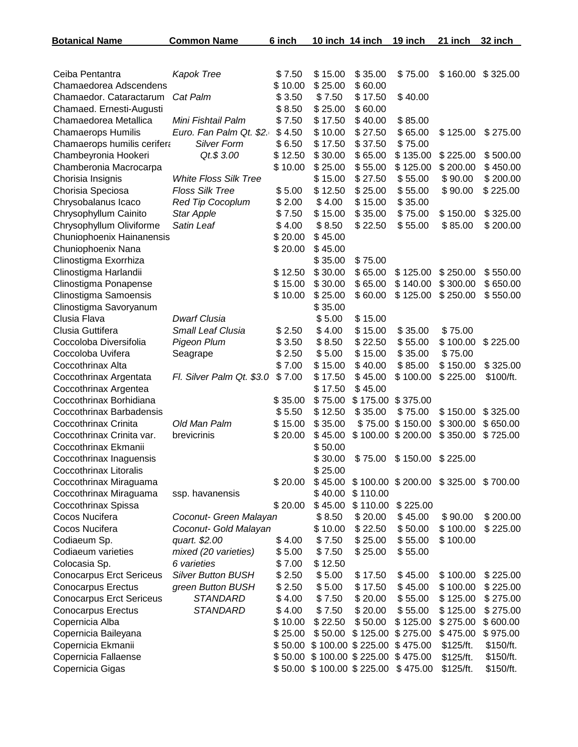| Botanical Name | Common Name | 6 inch | 10 inch | 14 inch | 19 inch | 21 inch | 32 inch |
|---|---|---|---|---|---|---|---|
| Ceiba Pentantra | *Kapok Tree* | $ 7.50 | $ 15.00 | $ 35.00 | $ 75.00 | $ 160.00 | $ 325.00 |
| Chamaedorea Adscendens | | $ 10.00 | $ 25.00 | $ 60.00 | | | |
| Chamaedor. Cataractarum | *Cat Palm* | $ 3.50 | $ 7.50 | $ 17.50 | $ 40.00 | | |
| Chamaed. Ernesti-Augusti | | $ 8.50 | $ 25.00 | $ 60.00 | | | |
| Chamaedorea Metallica | *Mini Fishtail Palm* | $ 7.50 | $ 17.50 | $ 40.00 | $ 85.00 | | |
| Chamaerops Humilis | *Euro. Fan Palm Qt. $2.* | $ 4.50 | $ 10.00 | $ 27.50 | $ 65.00 | $ 125.00 | $ 275.00 |
| Chamaerops humilis cerifera | *Silver Form* | $ 6.50 | $ 17.50 | $ 37.50 | $ 75.00 | | |
| Chambeyronia Hookeri | *Qt.$ 3.00* | $ 12.50 | $ 30.00 | $ 65.00 | $ 135.00 | $ 225.00 | $ 500.00 |
| Chamberonia Macrocarpa | | $ 10.00 | $ 25.00 | $ 55.00 | $ 125.00 | $ 200.00 | $ 450.00 |
| Chorisia Insignis | *White Floss Silk Tree* | | $ 15.00 | $ 27.50 | $ 55.00 | $ 90.00 | $ 200.00 |
| Chorisia Speciosa | *Floss Silk Tree* | $ 5.00 | $ 12.50 | $ 25.00 | $ 55.00 | $ 90.00 | $ 225.00 |
| Chrysobalanus Icaco | *Red Tip Cocoplum* | $ 2.00 | $ 4.00 | $ 15.00 | $ 35.00 | | |
| Chrysophyllum Cainito | *Star Apple* | $ 7.50 | $ 15.00 | $ 35.00 | $ 75.00 | $ 150.00 | $ 325.00 |
| Chrysophyllum Oliviforme | *Satin Leaf* | $ 4.00 | $ 8.50 | $ 22.50 | $ 55.00 | $ 85.00 | $ 200.00 |
| Chuniophoenix Hainanensis | | $ 20.00 | $ 45.00 | | | | |
| Chuniophoenix Nana | | $ 20.00 | $ 45.00 | | | | |
| Clinostigma Exorrhiza | | | $ 35.00 | $ 75.00 | | | |
| Clinostigma Harlandii | | $ 12.50 | $ 30.00 | $ 65.00 | $ 125.00 | $ 250.00 | $ 550.00 |
| Clinostigma Ponapense | | $ 15.00 | $ 30.00 | $ 65.00 | $ 140.00 | $ 300.00 | $ 650.00 |
| Clinostigma Samoensis | | $ 10.00 | $ 25.00 | $ 60.00 | $ 125.00 | $ 250.00 | $ 550.00 |
| Clinostigma Savoryanum | | | $ 35.00 | | | | |
| Clusia Flava | *Dwarf Clusia* | | $ 5.00 | $ 15.00 | | | |
| Clusia Guttifera | *Small Leaf Clusia* | $ 2.50 | $ 4.00 | $ 15.00 | $ 35.00 | $ 75.00 | |
| Coccoloba Diversifolia | *Pigeon Plum* | $ 3.50 | $ 8.50 | $ 22.50 | $ 55.00 | $ 100.00 | $ 225.00 |
| Coccoloba Uvifera | Seagrape | $ 2.50 | $ 5.00 | $ 15.00 | $ 35.00 | $ 75.00 | |
| Coccothrinax Alta | | $ 7.00 | $ 15.00 | $ 40.00 | $ 85.00 | $ 150.00 | $ 325.00 |
| Coccothrinax Argentata | *Fl. Silver Palm Qt. $3.0* | $ 7.00 | $ 17.50 | $ 45.00 | $ 100.00 | $ 225.00 | $100/ft. |
| Coccothrinax Argentea | | | $ 17.50 | $ 45.00 | | | |
| Coccothrinax Borhidiana | | $ 35.00 | $ 75.00 | $ 175.00 | $ 375.00 | | |
| Coccothrinax Barbadensis | | $ 5.50 | $ 12.50 | $ 35.00 | $ 75.00 | $ 150.00 | $ 325.00 |
| Coccothrinax Crinita | *Old Man Palm* | $ 15.00 | $ 35.00 | $ 75.00 | $ 150.00 | $ 300.00 | $ 650.00 |
| Coccothrinax Crinita var. | brevicrinis | $ 20.00 | $ 45.00 | $ 100.00 | $ 200.00 | $ 350.00 | $ 725.00 |
| Coccothrinax Ekmanii | | | $ 50.00 | | | | |
| Coccothrinax Inaguensis | | | $ 30.00 | $ 75.00 | $ 150.00 | $ 225.00 | |
| Coccothrinax Litoralis | | | $ 25.00 | | | | |
| Coccothrinax Miraguama | | $ 20.00 | $ 45.00 | $ 100.00 | $ 200.00 | $ 325.00 | $ 700.00 |
| Coccothrinax Miraguama | ssp. havanensis | | $ 40.00 | $ 110.00 | | | |
| Coccothrinax Spissa | | $ 20.00 | $ 45.00 | $ 110.00 | $ 225.00 | | |
| Cocos Nucifera | *Coconut- Green Malayan* | | $ 8.50 | $ 20.00 | $ 45.00 | $ 90.00 | $ 200.00 |
| Cocos Nucifera | *Coconut- Gold Malayan* | | $ 10.00 | $ 22.50 | $ 50.00 | $ 100.00 | $ 225.00 |
| Codiaeum Sp. | *quart. $2.00* | $ 4.00 | $ 7.50 | $ 25.00 | $ 55.00 | $ 100.00 | |
| Codiaeum varieties | *mixed (20 varieties)* | $ 5.00 | $ 7.50 | $ 25.00 | $ 55.00 | | |
| Colocasia Sp. | *6 varieties* | $ 7.00 | $ 12.50 | | | | |
| Conocarpus Erct Sericeus | *Silver Button BUSH* | $ 2.50 | $ 5.00 | $ 17.50 | $ 45.00 | $ 100.00 | $ 225.00 |
| Conocarpus Erectus | *green Button BUSH* | $ 2.50 | $ 5.00 | $ 17.50 | $ 45.00 | $ 100.00 | $ 225.00 |
| Conocarpus Erct Sericeus | *STANDARD* | $ 4.00 | $ 7.50 | $ 20.00 | $ 55.00 | $ 125.00 | $ 275.00 |
| Conocarpus Erectus | *STANDARD* | $ 4.00 | $ 7.50 | $ 20.00 | $ 55.00 | $ 125.00 | $ 275.00 |
| Copernicia Alba | | $ 10.00 | $ 22.50 | $ 50.00 | $ 125.00 | $ 275.00 | $ 600.00 |
| Copernicia Baileyana | | $ 25.00 | $ 50.00 | $ 125.00 | $ 275.00 | $ 475.00 | $ 975.00 |
| Copernicia Ekmanii | | $ 50.00 | $ 100.00 | $ 225.00 | $ 475.00 | $125/ft. | $150/ft. |
| Copernicia Fallaense | | $ 50.00 | $ 100.00 | $ 225.00 | $ 475.00 | $125/ft. | $150/ft. |
| Copernicia Gigas | | $ 50.00 | $ 100.00 | $ 225.00 | $ 475.00 | $125/ft. | $150/ft. |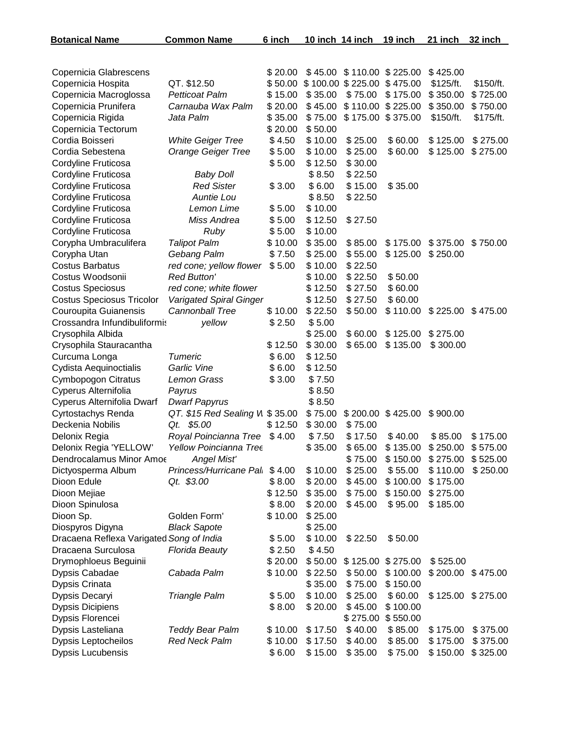| Botanical Name | Common Name | 6 inch | 10 inch | 14 inch | 19 inch | 21 inch | 32 inch |
|---|---|---|---|---|---|---|---|
| Copernicia Glabrescens | | $ 20.00 | $ 45.00 | $ 110.00 | $ 225.00 | $ 425.00 | |
| Copernicia Hospita | QT. $12.50 | $ 50.00 | $ 100.00 | $ 225.00 | $ 475.00 | $125/ft. | $150/ft. |
| Copernicia Macroglossa | *Petticoat Palm* | $ 15.00 | $ 35.00 | $ 75.00 | $ 175.00 | $ 350.00 | $ 725.00 |
| Copernicia Prunifera | *Carnauba Wax Palm* | $ 20.00 | $ 45.00 | $ 110.00 | $ 225.00 | $ 350.00 | $ 750.00 |
| Copernicia Rigida | *Jata Palm* | $ 35.00 | $ 75.00 | $ 175.00 | $ 375.00 | $150/ft. | $175/ft. |
| Copernicia Tectorum | | $ 20.00 | $ 50.00 | | | | |
| Cordia Boisseri | *White Geiger Tree* | $ 4.50 | $ 10.00 | $ 25.00 | $ 60.00 | $ 125.00 | $ 275.00 |
| Cordia Sebestena | *Orange Geiger Tree* | $ 5.00 | $ 10.00 | $ 25.00 | $ 60.00 | $ 125.00 | $ 275.00 |
| Cordyline Fruticosa | | $ 5.00 | $ 12.50 | $ 30.00 | | | |
| Cordyline Fruticosa | *Baby Doll* | | $ 8.50 | $ 22.50 | | | |
| Cordyline Fruticosa | *Red Sister* | $ 3.00 | $ 6.00 | $ 15.00 | $ 35.00 | | |
| Cordyline Fruticosa | *Auntie Lou* | | $ 8.50 | $ 22.50 | | | |
| Cordyline Fruticosa | *Lemon Lime* | $ 5.00 | $ 10.00 | | | | |
| Cordyline Fruticosa | *Miss Andrea* | $ 5.00 | $ 12.50 | $ 27.50 | | | |
| Cordyline Fruticosa | *Ruby* | $ 5.00 | $ 10.00 | | | | |
| Corypha Umbraculifera | *Talipot Palm* | $ 10.00 | $ 35.00 | $ 85.00 | $ 175.00 | $ 375.00 | $ 750.00 |
| Corypha Utan | *Gebang Palm* | $ 7.50 | $ 25.00 | $ 55.00 | $ 125.00 | $ 250.00 | |
| Costus Barbatus | *red cone; yellow flower* | $ 5.00 | $ 10.00 | $ 22.50 | | | |
| Costus Woodsonii | *Red Button'* | | $ 10.00 | $ 22.50 | $ 50.00 | | |
| Costus Speciosus | *red cone; white flower* | | $ 12.50 | $ 27.50 | $ 60.00 | | |
| Costus Speciosus Tricolor | *Varigated Spiral Ginger* | | $ 12.50 | $ 27.50 | $ 60.00 | | |
| Couroupita Guianensis | *Cannonball Tree* | $ 10.00 | $ 22.50 | $ 50.00 | $ 110.00 | $ 225.00 | $ 475.00 |
| Crossandra Infundibuliformis | *yellow* | $ 2.50 | $ 5.00 | | | | |
| Crysophila Albida | | | $ 25.00 | $ 60.00 | $ 125.00 | $ 275.00 | |
| Crysophila Stauracantha | | $ 12.50 | $ 30.00 | $ 65.00 | $ 135.00 | $ 300.00 | |
| Curcuma Longa | *Tumeric* | $ 6.00 | $ 12.50 | | | | |
| Cydista Aequinoctialis | *Garlic Vine* | $ 6.00 | $ 12.50 | | | | |
| Cymbopogon Citratus | *Lemon Grass* | $ 3.00 | $ 7.50 | | | | |
| Cyperus Alternifolia | *Payrus* | | $ 8.50 | | | | |
| Cyperus Alternifolia Dwarf | *Dwarf Papyrus* | | $ 8.50 | | | | |
| Cyrtostachys Renda | *QT. $15 Red Sealing W* | $ 35.00 | $ 75.00 | $ 200.00 | $ 425.00 | $ 900.00 | |
| Deckenia Nobilis | *Qt. $5.00* | $ 12.50 | $ 30.00 | $ 75.00 | | | |
| Delonix Regia | *Royal Poincianna Tree* | $ 4.00 | $ 7.50 | $ 17.50 | $ 40.00 | $ 85.00 | $ 175.00 |
| Delonix Regia 'YELLOW' | *Yellow Poincianna Tree* | | $ 35.00 | $ 65.00 | $ 135.00 | $ 250.00 | $ 575.00 |
| Dendrocalamus Minor Amoe | *Angel Mist'* | | | $ 75.00 | $ 150.00 | $ 275.00 | $ 525.00 |
| Dictyosperma Album | *Princess/Hurricane Pal* | $ 4.00 | $ 10.00 | $ 25.00 | $ 55.00 | $ 110.00 | $ 250.00 |
| Dioon Edule | *Qt. $3.00* | $ 8.00 | $ 20.00 | $ 45.00 | $ 100.00 | $ 175.00 | |
| Dioon Mejiae | | $ 12.50 | $ 35.00 | $ 75.00 | $ 150.00 | $ 275.00 | |
| Dioon Spinulosa | | $ 8.00 | $ 20.00 | $ 45.00 | $ 95.00 | $ 185.00 | |
| Dioon Sp. | Golden Form' | $ 10.00 | $ 25.00 | | | | |
| Diospyros Digyna | *Black Sapote* | | $ 25.00 | | | | |
| Dracaena Reflexa Varigated | *Song of India* | $ 5.00 | $ 10.00 | $ 22.50 | $ 50.00 | | |
| Dracaena Surculosa | *Florida Beauty* | $ 2.50 | $ 4.50 | | | | |
| Drymophloeus Beguinii | | $ 20.00 | $ 50.00 | $ 125.00 | $ 275.00 | $ 525.00 | |
| Dypsis Cabadae | *Cabada Palm* | $ 10.00 | $ 22.50 | $ 50.00 | $ 100.00 | $ 200.00 | $ 475.00 |
| Dypsis Crinata | | | $ 35.00 | $ 75.00 | $ 150.00 | | |
| Dypsis Decaryi | *Triangle Palm* | $ 5.00 | $ 10.00 | $ 25.00 | $ 60.00 | $ 125.00 | $ 275.00 |
| Dypsis Dicipiens | | $ 8.00 | $ 20.00 | $ 45.00 | $ 100.00 | | |
| Dypsis Florencei | | | | $ 275.00 | $ 550.00 | | |
| Dypsis Lasteliana | *Teddy Bear Palm* | $ 10.00 | $ 17.50 | $ 40.00 | $ 85.00 | $ 175.00 | $ 375.00 |
| Dypsis Leptocheilos | *Red Neck Palm* | $ 10.00 | $ 17.50 | $ 40.00 | $ 85.00 | $ 175.00 | $ 375.00 |
| Dypsis Lucubensis | | $ 6.00 | $ 15.00 | $ 35.00 | $ 75.00 | $ 150.00 | $ 325.00 |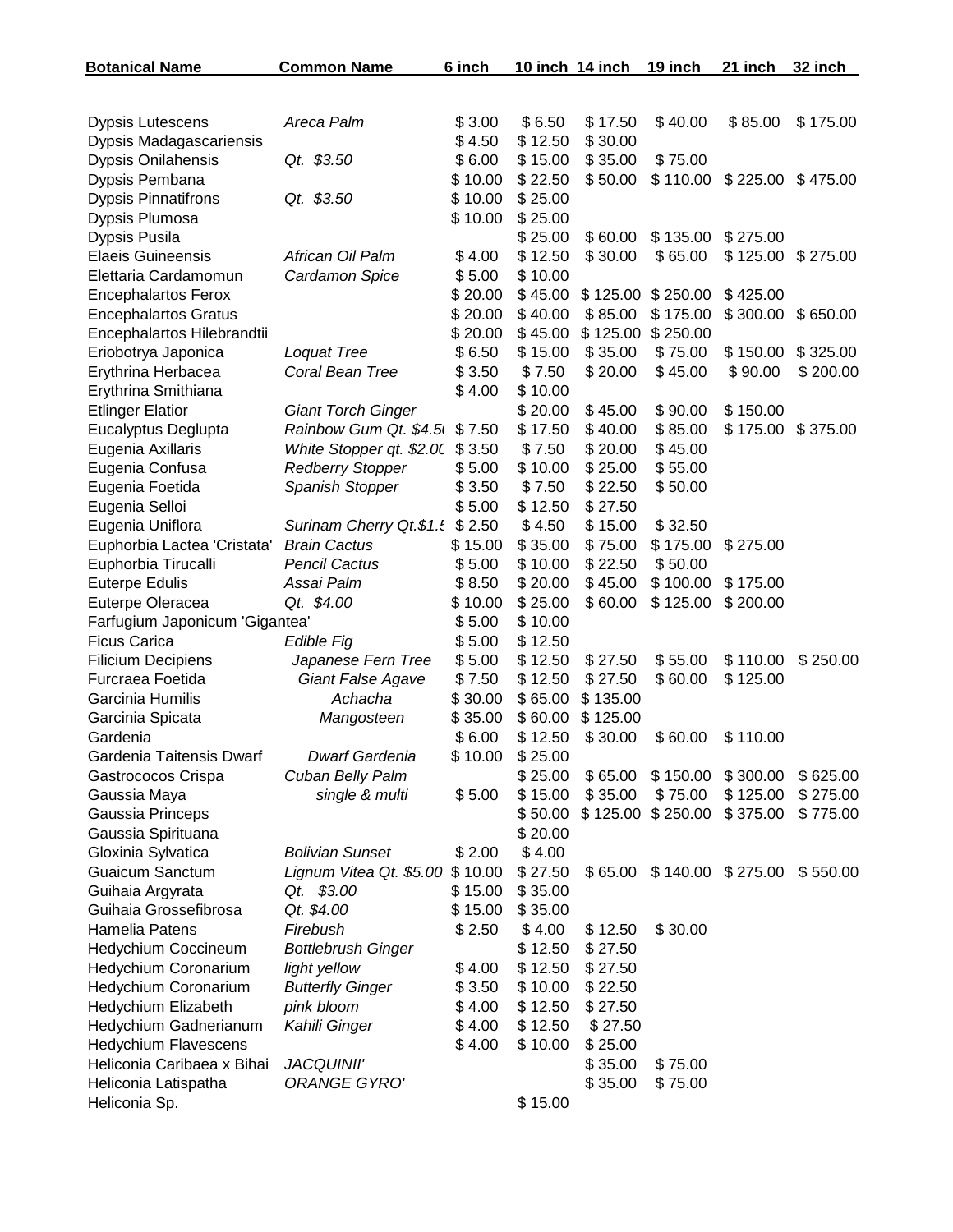| Botanical Name | Common Name | 6 inch | 10 inch | 14 inch | 19 inch | 21 inch | 32 inch |
|---|---|---|---|---|---|---|---|
| Dypsis Lutescens | *Areca Palm* | $ 3.00 | $ 6.50 | $ 17.50 | $ 40.00 | $ 85.00 | $ 175.00 |
| Dypsis Madagascariensis | | $ 4.50 | $ 12.50 | $ 30.00 | | | |
| Dypsis Onilahensis | *Qt. $3.50* | $ 6.00 | $ 15.00 | $ 35.00 | $ 75.00 | | |
| Dypsis Pembana | | $ 10.00 | $ 22.50 | $ 50.00 | $ 110.00 | $ 225.00 | $ 475.00 |
| Dypsis Pinnatifrons | *Qt. $3.50* | $ 10.00 | $ 25.00 | | | | |
| Dypsis Plumosa | | $ 10.00 | $ 25.00 | | | | |
| Dypsis Pusila | | | $ 25.00 | $ 60.00 | $ 135.00 | $ 275.00 | |
| Elaeis Guineensis | *African Oil Palm* | $ 4.00 | $ 12.50 | $ 30.00 | $ 65.00 | $ 125.00 | $ 275.00 |
| Elettaria Cardamomun | *Cardamon Spice* | $ 5.00 | $ 10.00 | | | | |
| Encephalartos Ferox | | $ 20.00 | $ 45.00 | $ 125.00 | $ 250.00 | $ 425.00 | |
| Encephalartos Gratus | | $ 20.00 | $ 40.00 | $ 85.00 | $ 175.00 | $ 300.00 | $ 650.00 |
| Encephalartos Hilebrandtii | | $ 20.00 | $ 45.00 | $ 125.00 | $ 250.00 | | |
| Eriobotrya Japonica | *Loquat Tree* | $ 6.50 | $ 15.00 | $ 35.00 | $ 75.00 | $ 150.00 | $ 325.00 |
| Erythrina Herbacea | *Coral Bean Tree* | $ 3.50 | $ 7.50 | $ 20.00 | $ 45.00 | $ 90.00 | $ 200.00 |
| Erythrina Smithiana | | $ 4.00 | $ 10.00 | | | | |
| Etlinger Elatior | *Giant Torch Ginger* | | $ 20.00 | $ 45.00 | $ 90.00 | $ 150.00 | |
| Eucalyptus Deglupta | *Rainbow Gum Qt. $4.5* | $ 7.50 | $ 17.50 | $ 40.00 | $ 85.00 | $ 175.00 | $ 375.00 |
| Eugenia Axillaris | *White Stopper qt. $2.0* | $ 3.50 | $ 7.50 | $ 20.00 | $ 45.00 | | |
| Eugenia Confusa | *Redberry Stopper* | $ 5.00 | $ 10.00 | $ 25.00 | $ 55.00 | | |
| Eugenia Foetida | *Spanish Stopper* | $ 3.50 | $ 7.50 | $ 22.50 | $ 50.00 | | |
| Eugenia Selloi | | $ 5.00 | $ 12.50 | $ 27.50 | | | |
| Eugenia Uniflora | *Surinam Cherry Qt.$1.* | $ 2.50 | $ 4.50 | $ 15.00 | $ 32.50 | | |
| Euphorbia Lactea 'Cristata' | *Brain Cactus* | $ 15.00 | $ 35.00 | $ 75.00 | $ 175.00 | $ 275.00 | |
| Euphorbia Tirucalli | *Pencil Cactus* | $ 5.00 | $ 10.00 | $ 22.50 | $ 50.00 | | |
| Euterpe Edulis | *Assai Palm* | $ 8.50 | $ 20.00 | $ 45.00 | $ 100.00 | $ 175.00 | |
| Euterpe Oleracea | *Qt. $4.00* | $ 10.00 | $ 25.00 | $ 60.00 | $ 125.00 | $ 200.00 | |
| Farfugium Japonicum 'Gigantea' | | $ 5.00 | $ 10.00 | | | | |
| Ficus Carica | *Edible Fig* | $ 5.00 | $ 12.50 | | | | |
| Filicium Decipiens | *Japanese Fern Tree* | $ 5.00 | $ 12.50 | $ 27.50 | $ 55.00 | $ 110.00 | $ 250.00 |
| Furcraea Foetida | *Giant False Agave* | $ 7.50 | $ 12.50 | $ 27.50 | $ 60.00 | $ 125.00 | |
| Garcinia Humilis | *Achacha* | $ 30.00 | $ 65.00 | $ 135.00 | | | |
| Garcinia Spicata | *Mangosteen* | $ 35.00 | $ 60.00 | $ 125.00 | | | |
| Gardenia | | $ 6.00 | $ 12.50 | $ 30.00 | $ 60.00 | $ 110.00 | |
| Gardenia Taitensis Dwarf | *Dwarf Gardenia* | $ 10.00 | $ 25.00 | | | | |
| Gastrococos Crispa | *Cuban Belly Palm* | | $ 25.00 | $ 65.00 | $ 150.00 | $ 300.00 | $ 625.00 |
| Gaussia Maya | *single & multi* | $ 5.00 | $ 15.00 | $ 35.00 | $ 75.00 | $ 125.00 | $ 275.00 |
| Gaussia Princeps | | | $ 50.00 | $ 125.00 | $ 250.00 | $ 375.00 | $ 775.00 |
| Gaussia Spirituana | | | $ 20.00 | | | | |
| Gloxinia Sylvatica | *Bolivian Sunset* | $ 2.00 | $ 4.00 | | | | |
| Guaicum Sanctum | *Lignum Vitea Qt. $5.00* | $ 10.00 | $ 27.50 | $ 65.00 | $ 140.00 | $ 275.00 | $ 550.00 |
| Guihaia Argyrata | *Qt. $3.00* | $ 15.00 | $ 35.00 | | | | |
| Guihaia Grossefibrosa | *Qt. $4.00* | $ 15.00 | $ 35.00 | | | | |
| Hamelia Patens | *Firebush* | $ 2.50 | $ 4.00 | $ 12.50 | $ 30.00 | | |
| Hedychium Coccineum | *Bottlebrush Ginger* | | $ 12.50 | $ 27.50 | | | |
| Hedychium Coronarium | *light yellow* | $ 4.00 | $ 12.50 | $ 27.50 | | | |
| Hedychium Coronarium | *Butterfly Ginger* | $ 3.50 | $ 10.00 | $ 22.50 | | | |
| Hedychium Elizabeth | *pink bloom* | $ 4.00 | $ 12.50 | $ 27.50 | | | |
| Hedychium Gadnerianum | *Kahili Ginger* | $ 4.00 | $ 12.50 | $ 27.50 | | | |
| Hedychium Flavescens | | $ 4.00 | $ 10.00 | $ 25.00 | | | |
| Heliconia Caribaea x Bihai | *JACQUINII'* | | | $ 35.00 | $ 75.00 | | |
| Heliconia Latispatha | *ORANGE GYRO'* | | | $ 35.00 | $ 75.00 | | |
| Heliconia Sp. | | | $ 15.00 | | | | |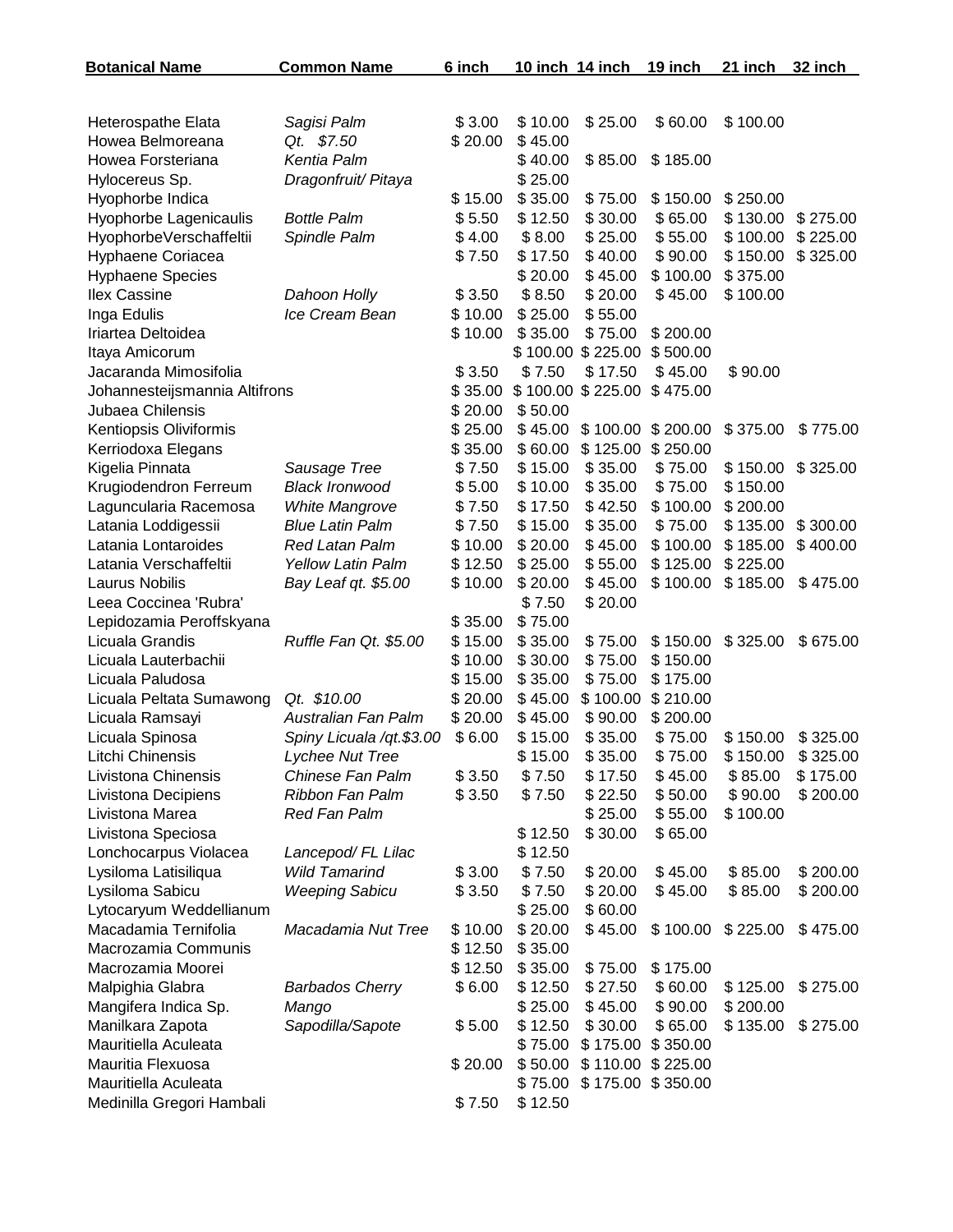| Botanical Name | Common Name | 6 inch | 10 inch | 14 inch | 19 inch | 21 inch | 32 inch |
|---|---|---|---|---|---|---|---|
| Heterospathe Elata | *Sagisi Palm* | $ 3.00 | $ 10.00 | $ 25.00 | $ 60.00 | $ 100.00 | |
| Howea Belmoreana | *Qt. $7.50* | $ 20.00 | $ 45.00 | | | | |
| Howea Forsteriana | *Kentia Palm* | | $ 40.00 | $ 85.00 | $ 185.00 | | |
| Hylocereus Sp. | *Dragonfruit/ Pitaya* | | $ 25.00 | | | | |
| Hyophorbe Indica | | $ 15.00 | $ 35.00 | $ 75.00 | $ 150.00 | $ 250.00 | |
| Hyophorbe Lagenicaulis | *Bottle Palm* | $ 5.50 | $ 12.50 | $ 30.00 | $ 65.00 | $ 130.00 | $ 275.00 |
| HyophorbeVerschaffeltii | *Spindle Palm* | $ 4.00 | $ 8.00 | $ 25.00 | $ 55.00 | $ 100.00 | $ 225.00 |
| Hyphaene Coriacea | | $ 7.50 | $ 17.50 | $ 40.00 | $ 90.00 | $ 150.00 | $ 325.00 |
| Hyphaene Species | | | $ 20.00 | $ 45.00 | $ 100.00 | $ 375.00 | |
| Ilex Cassine | *Dahoon Holly* | $ 3.50 | $ 8.50 | $ 20.00 | $ 45.00 | $ 100.00 | |
| Inga Edulis | *Ice Cream Bean* | $ 10.00 | $ 25.00 | $ 55.00 | | | |
| Iriartea Deltoidea | | $ 10.00 | $ 35.00 | $ 75.00 | $ 200.00 | | |
| Itaya Amicorum | | | $ 100.00 | $ 225.00 | $ 500.00 | | |
| Jacaranda Mimosifolia | | $ 3.50 | $ 7.50 | $ 17.50 | $ 45.00 | $ 90.00 | |
| Johannesteijsmannia Altifrons | | $ 35.00 | $ 100.00 | $ 225.00 | $ 475.00 | | |
| Jubaea Chilensis | | $ 20.00 | $ 50.00 | | | | |
| Kentiopsis Oliviformis | | $ 25.00 | $ 45.00 | $ 100.00 | $ 200.00 | $ 375.00 | $ 775.00 |
| Kerriodoxa Elegans | | $ 35.00 | $ 60.00 | $ 125.00 | $ 250.00 | | |
| Kigelia Pinnata | *Sausage Tree* | $ 7.50 | $ 15.00 | $ 35.00 | $ 75.00 | $ 150.00 | $ 325.00 |
| Krugiodendron Ferreum | *Black Ironwood* | $ 5.00 | $ 10.00 | $ 35.00 | $ 75.00 | $ 150.00 | |
| Laguncularia Racemosa | *White Mangrove* | $ 7.50 | $ 17.50 | $ 42.50 | $ 100.00 | $ 200.00 | |
| Latania Loddigessii | *Blue Latin Palm* | $ 7.50 | $ 15.00 | $ 35.00 | $ 75.00 | $ 135.00 | $ 300.00 |
| Latania Lontaroides | *Red Latan Palm* | $ 10.00 | $ 20.00 | $ 45.00 | $ 100.00 | $ 185.00 | $ 400.00 |
| Latania Verschaffeltii | *Yellow Latin Palm* | $ 12.50 | $ 25.00 | $ 55.00 | $ 125.00 | $ 225.00 | |
| Laurus Nobilis | *Bay Leaf qt. $5.00* | $ 10.00 | $ 20.00 | $ 45.00 | $ 100.00 | $ 185.00 | $ 475.00 |
| Leea Coccinea 'Rubra' | | | $ 7.50 | $ 20.00 | | | |
| Lepidozamia Peroffskyana | | $ 35.00 | $ 75.00 | | | | |
| Licuala Grandis | *Ruffle Fan Qt. $5.00* | $ 15.00 | $ 35.00 | $ 75.00 | $ 150.00 | $ 325.00 | $ 675.00 |
| Licuala Lauterbachii | | $ 10.00 | $ 30.00 | $ 75.00 | $ 150.00 | | |
| Licuala Paludosa | | $ 15.00 | $ 35.00 | $ 75.00 | $ 175.00 | | |
| Licuala Peltata Sumawong | *Qt. $10.00* | $ 20.00 | $ 45.00 | $ 100.00 | $ 210.00 | | |
| Licuala Ramsayi | *Australian Fan Palm* | $ 20.00 | $ 45.00 | $ 90.00 | $ 200.00 | | |
| Licuala Spinosa | *Spiny Licuala /qt.$3.00* | $ 6.00 | $ 15.00 | $ 35.00 | $ 75.00 | $ 150.00 | $ 325.00 |
| Litchi Chinensis | *Lychee Nut Tree* | | $ 15.00 | $ 35.00 | $ 75.00 | $ 150.00 | $ 325.00 |
| Livistona Chinensis | *Chinese Fan Palm* | $ 3.50 | $ 7.50 | $ 17.50 | $ 45.00 | $ 85.00 | $ 175.00 |
| Livistona Decipiens | *Ribbon Fan Palm* | $ 3.50 | $ 7.50 | $ 22.50 | $ 50.00 | $ 90.00 | $ 200.00 |
| Livistona Marea | *Red Fan Palm* | | | $ 25.00 | $ 55.00 | $ 100.00 | |
| Livistona Speciosa | | | $ 12.50 | $ 30.00 | $ 65.00 | | |
| Lonchocarpus Violacea | *Lancepod/ FL Lilac* | | $ 12.50 | | | | |
| Lysiloma Latisiliqua | *Wild Tamarind* | $ 3.00 | $ 7.50 | $ 20.00 | $ 45.00 | $ 85.00 | $ 200.00 |
| Lysiloma Sabicu | *Weeping Sabicu* | $ 3.50 | $ 7.50 | $ 20.00 | $ 45.00 | $ 85.00 | $ 200.00 |
| Lytocaryum Weddellianum | | | $ 25.00 | $ 60.00 | | | |
| Macadamia Ternifolia | *Macadamia Nut Tree* | $ 10.00 | $ 20.00 | $ 45.00 | $ 100.00 | $ 225.00 | $ 475.00 |
| Macrozamia Communis | | $ 12.50 | $ 35.00 | | | | |
| Macrozamia Moorei | | $ 12.50 | $ 35.00 | $ 75.00 | $ 175.00 | | |
| Malpighia Glabra | *Barbados Cherry* | $ 6.00 | $ 12.50 | $ 27.50 | $ 60.00 | $ 125.00 | $ 275.00 |
| Mangifera Indica Sp. | *Mango* | | $ 25.00 | $ 45.00 | $ 90.00 | $ 200.00 | |
| Manilkara Zapota | *Sapodilla/Sapote* | $ 5.00 | $ 12.50 | $ 30.00 | $ 65.00 | $ 135.00 | $ 275.00 |
| Mauritiella Aculeata | | | $ 75.00 | $ 175.00 | $ 350.00 | | |
| Mauritia Flexuosa | | $ 20.00 | $ 50.00 | $ 110.00 | $ 225.00 | | |
| Mauritiella Aculeata | | | $ 75.00 | $ 175.00 | $ 350.00 | | |
| Medinilla Gregori Hambali | | $ 7.50 | $ 12.50 | | | | |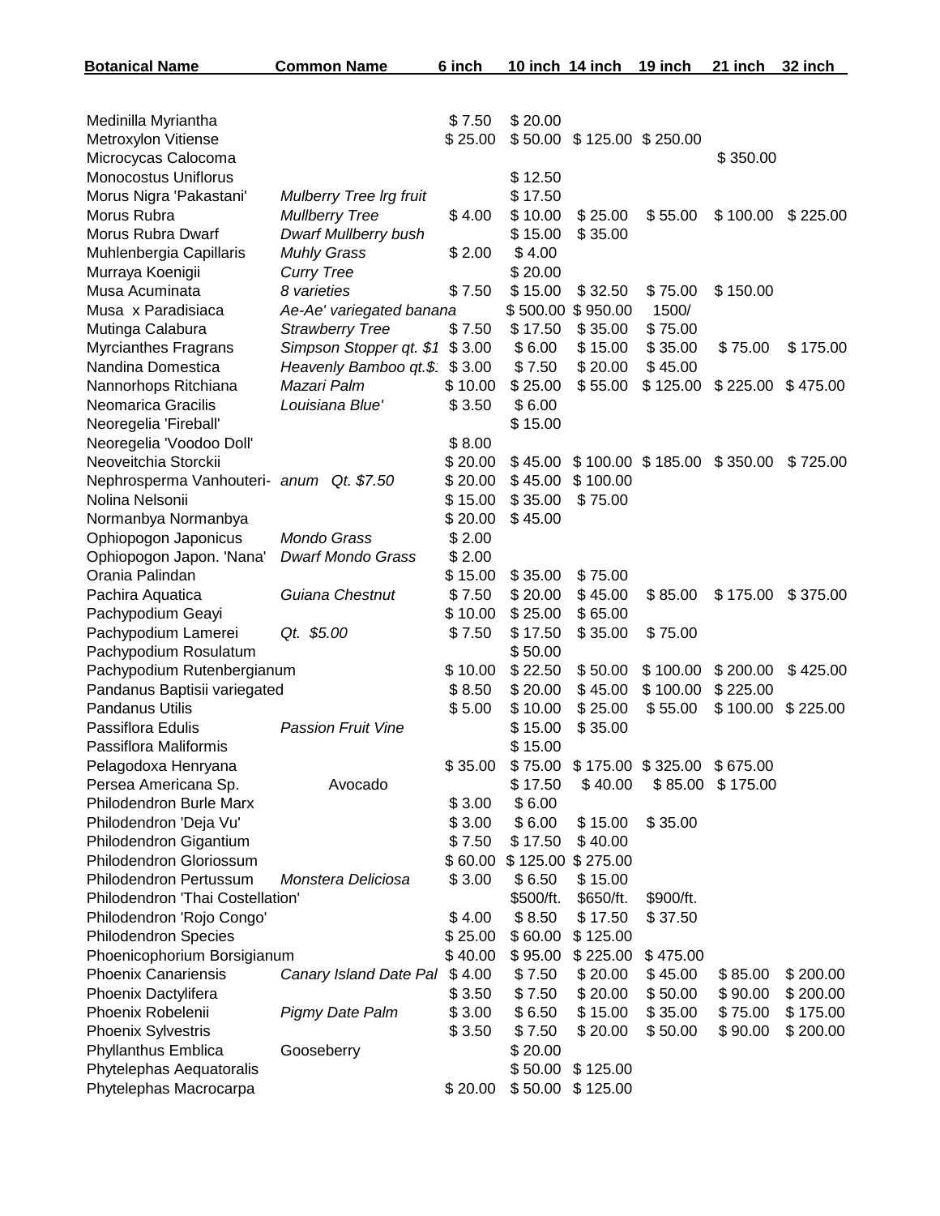| Botanical Name | Common Name | 6 inch | 10 inch | 14 inch | 19 inch | 21 inch | 32 inch |
|---|---|---|---|---|---|---|---|
| Medinilla Myriantha | | $ 7.50 | $ 20.00 | | | | |
| Metroxylon Vitiense | | $ 25.00 | $ 50.00 | $ 125.00 | $ 250.00 | | |
| Microcycas Calocoma | | | | | | $ 350.00 | |
| Monocostus Uniflorus | | | $ 12.50 | | | | |
| Morus Nigra 'Pakastani' | *Mulberry Tree lrg fruit* | | $ 17.50 | | | | |
| Morus Rubra | *Mullberry Tree* | $ 4.00 | $ 10.00 | $ 25.00 | $ 55.00 | $ 100.00 | $ 225.00 |
| Morus Rubra Dwarf | *Dwarf Mullberry bush* | | $ 15.00 | $ 35.00 | | | |
| Muhlenbergia Capillaris | *Muhly Grass* | $ 2.00 | $ 4.00 | | | | |
| Murraya Koenigii | *Curry Tree* | | $ 20.00 | | | | |
| Musa Acuminata | *8 varieties* | $ 7.50 | $ 15.00 | $ 32.50 | $ 75.00 | $ 150.00 | |
| Musa x Paradisiaca | *Ae-Ae' variegated banana* | | $ 500.00 | $ 950.00 | 1500/ | | |
| Mutinga Calabura | *Strawberry Tree* | $ 7.50 | $ 17.50 | $ 35.00 | $ 75.00 | | |
| Myrcianthes Fragrans | *Simpson Stopper qt. $1* | $ 3.00 | $ 6.00 | $ 15.00 | $ 35.00 | $ 75.00 | $ 175.00 |
| Nandina Domestica | *Heavenly Bamboo qt.$.* | $ 3.00 | $ 7.50 | $ 20.00 | $ 45.00 | | |
| Nannorhops Ritchiana | *Mazari Palm* | $ 10.00 | $ 25.00 | $ 55.00 | $ 125.00 | $ 225.00 | $ 475.00 |
| Neomarica Gracilis | *Louisiana Blue'* | $ 3.50 | $ 6.00 | | | | |
| Neoregelia 'Fireball' | | | $ 15.00 | | | | |
| Neoregelia 'Voodoo Doll' | | $ 8.00 | | | | | |
| Neoveitchia Storckii | | $ 20.00 | $ 45.00 | $ 100.00 | $ 185.00 | $ 350.00 | $ 725.00 |
| Nephrosperma Vanhouteri- | *anum Qt. $7.50* | $ 20.00 | $ 45.00 | $ 100.00 | | | |
| Nolina Nelsonii | | $ 15.00 | $ 35.00 | $ 75.00 | | | |
| Normanbya Normanbya | | $ 20.00 | $ 45.00 | | | | |
| Ophiopogon Japonicus | *Mondo Grass* | $ 2.00 | | | | | |
| Ophiopogon Japon. 'Nana' | *Dwarf Mondo Grass* | $ 2.00 | | | | | |
| Orania Palindan | | $ 15.00 | $ 35.00 | $ 75.00 | | | |
| Pachira Aquatica | *Guiana Chestnut* | $ 7.50 | $ 20.00 | $ 45.00 | $ 85.00 | $ 175.00 | $ 375.00 |
| Pachypodium Geayi | | $ 10.00 | $ 25.00 | $ 65.00 | | | |
| Pachypodium Lamerei | *Qt. $5.00* | $ 7.50 | $ 17.50 | $ 35.00 | $ 75.00 | | |
| Pachypodium Rosulatum | | | $ 50.00 | | | | |
| Pachypodium Rutenbergianum | | $ 10.00 | $ 22.50 | $ 50.00 | $ 100.00 | $ 200.00 | $ 425.00 |
| Pandanus Baptisii variegated | | $ 8.50 | $ 20.00 | $ 45.00 | $ 100.00 | $ 225.00 | |
| Pandanus Utilis | | $ 5.00 | $ 10.00 | $ 25.00 | $ 55.00 | $ 100.00 | $ 225.00 |
| Passiflora Edulis | *Passion Fruit Vine* | | $ 15.00 | $ 35.00 | | | |
| Passiflora Maliformis | | | $ 15.00 | | | | |
| Pelagodoxa Henryana | | $ 35.00 | $ 75.00 | $ 175.00 | $ 325.00 | $ 675.00 | |
| Persea Americana Sp. | Avocado | | $ 17.50 | $ 40.00 | $ 85.00 | $ 175.00 | |
| Philodendron Burle Marx | | $ 3.00 | $ 6.00 | | | | |
| Philodendron 'Deja Vu' | | $ 3.00 | $ 6.00 | $ 15.00 | $ 35.00 | | |
| Philodendron Gigantium | | $ 7.50 | $ 17.50 | $ 40.00 | | | |
| Philodendron Gloriossum | | $ 60.00 | $ 125.00 | $ 275.00 | | | |
| Philodendron Pertussum | *Monstera Deliciosa* | $ 3.00 | $ 6.50 | $ 15.00 | | | |
| Philodendron 'Thai Costellation' | | | $500/ft. | $650/ft. | $900/ft. | | |
| Philodendron 'Rojo Congo' | | $ 4.00 | $ 8.50 | $ 17.50 | $ 37.50 | | |
| Philodendron Species | | $ 25.00 | $ 60.00 | $ 125.00 | | | |
| Phoenicophorium Borsigianum | | $ 40.00 | $ 95.00 | $ 225.00 | $ 475.00 | | |
| Phoenix Canariensis | *Canary Island Date Pal* | $ 4.00 | $ 7.50 | $ 20.00 | $ 45.00 | $ 85.00 | $ 200.00 |
| Phoenix Dactylifera | | $ 3.50 | $ 7.50 | $ 20.00 | $ 50.00 | $ 90.00 | $ 200.00 |
| Phoenix Robelenii | *Pigmy Date Palm* | $ 3.00 | $ 6.50 | $ 15.00 | $ 35.00 | $ 75.00 | $ 175.00 |
| Phoenix Sylvestris | | $ 3.50 | $ 7.50 | $ 20.00 | $ 50.00 | $ 90.00 | $ 200.00 |
| Phyllanthus Emblica | Gooseberry | | $ 20.00 | | | | |
| Phytelephas Aequatoralis | | | $ 50.00 | $ 125.00 | | | |
| Phytelephas Macrocarpa | | $ 20.00 | $ 50.00 | $ 125.00 | | | |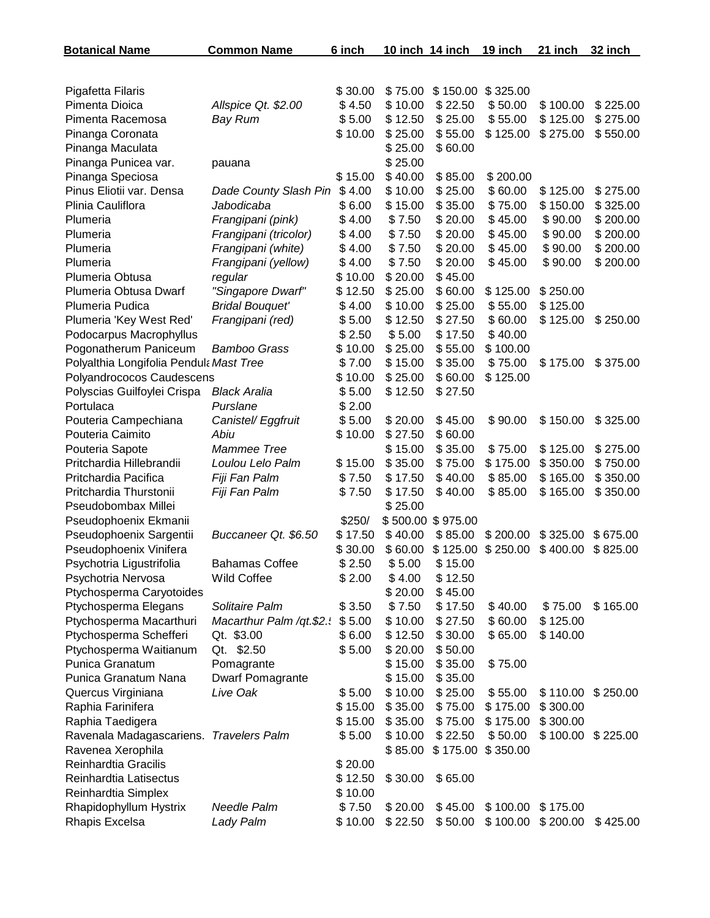| Botanical Name | Common Name | 6 inch | 10 inch | 14 inch | 19 inch | 21 inch | 32 inch |
|---|---|---|---|---|---|---|---|
| Pigafetta Filaris | | $ 30.00 | $ 75.00 | $ 150.00 | $ 325.00 | | |
| Pimenta Dioica | *Allspice Qt. $2.00* | $ 4.50 | $ 10.00 | $ 22.50 | $ 50.00 | $ 100.00 | $ 225.00 |
| Pimenta Racemosa | *Bay Rum* | $ 5.00 | $ 12.50 | $ 25.00 | $ 55.00 | $ 125.00 | $ 275.00 |
| Pinanga Coronata | | $ 10.00 | $ 25.00 | $ 55.00 | $ 125.00 | $ 275.00 | $ 550.00 |
| Pinanga Maculata | | | $ 25.00 | $ 60.00 | | | |
| Pinanga Punicea var. | pauana | | $ 25.00 | | | | |
| Pinanga Speciosa | | $ 15.00 | $ 40.00 | $ 85.00 | $ 200.00 | | |
| Pinus Eliotii var. Densa | *Dade County Slash Pin* | $ 4.00 | $ 10.00 | $ 25.00 | $ 60.00 | $ 125.00 | $ 275.00 |
| Plinia Cauliflora | *Jabodicaba* | $ 6.00 | $ 15.00 | $ 35.00 | $ 75.00 | $ 150.00 | $ 325.00 |
| Plumeria | *Frangipani (pink)* | $ 4.00 | $ 7.50 | $ 20.00 | $ 45.00 | $ 90.00 | $ 200.00 |
| Plumeria | *Frangipani (tricolor)* | $ 4.00 | $ 7.50 | $ 20.00 | $ 45.00 | $ 90.00 | $ 200.00 |
| Plumeria | *Frangipani (white)* | $ 4.00 | $ 7.50 | $ 20.00 | $ 45.00 | $ 90.00 | $ 200.00 |
| Plumeria | *Frangipani (yellow)* | $ 4.00 | $ 7.50 | $ 20.00 | $ 45.00 | $ 90.00 | $ 200.00 |
| Plumeria Obtusa | *regular* | $ 10.00 | $ 20.00 | $ 45.00 | | | |
| Plumeria Obtusa Dwarf | *"Singapore Dwarf"* | $ 12.50 | $ 25.00 | $ 60.00 | $ 125.00 | $ 250.00 | |
| Plumeria Pudica | *Bridal Bouquet'* | $ 4.00 | $ 10.00 | $ 25.00 | $ 55.00 | $ 125.00 | |
| Plumeria 'Key West Red' | *Frangipani (red)* | $ 5.00 | $ 12.50 | $ 27.50 | $ 60.00 | $ 125.00 | $ 250.00 |
| Podocarpus Macrophyllus | | $ 2.50 | $ 5.00 | $ 17.50 | $ 40.00 | | |
| Pogonatherum Paniceum | *Bamboo Grass* | $ 10.00 | $ 25.00 | $ 55.00 | $ 100.00 | | |
| Polyalthia Longifolia Pendula | *Mast Tree* | $ 7.00 | $ 15.00 | $ 35.00 | $ 75.00 | $ 175.00 | $ 375.00 |
| Polyandrococos Caudescens | | $ 10.00 | $ 25.00 | $ 60.00 | $ 125.00 | | |
| Polyscias Guilfoylei Crispa | *Black Aralia* | $ 5.00 | $ 12.50 | $ 27.50 | | | |
| Portulaca | *Purslane* | $ 2.00 | | | | | |
| Pouteria Campechiana | *Canistel/ Eggfruit* | $ 5.00 | $ 20.00 | $ 45.00 | $ 90.00 | $ 150.00 | $ 325.00 |
| Pouteria Caimito | *Abiu* | $ 10.00 | $ 27.50 | $ 60.00 | | | |
| Pouteria Sapote | *Mammee Tree* | | $ 15.00 | $ 35.00 | $ 75.00 | $ 125.00 | $ 275.00 |
| Pritchardia Hillebrandii | *Loulou Lelo Palm* | $ 15.00 | $ 35.00 | $ 75.00 | $ 175.00 | $ 350.00 | $ 750.00 |
| Pritchardia Pacifica | *Fiji Fan Palm* | $ 7.50 | $ 17.50 | $ 40.00 | $ 85.00 | $ 165.00 | $ 350.00 |
| Pritchardia Thurstonii | *Fiji Fan Palm* | $ 7.50 | $ 17.50 | $ 40.00 | $ 85.00 | $ 165.00 | $ 350.00 |
| Pseudobombax Millei | | | $ 25.00 | | | | |
| Pseudophoenix Ekmanii | | $250/ | $ 500.00 | $ 975.00 | | | |
| Pseudophoenix Sargentii | *Buccaneer Qt. $6.50* | $ 17.50 | $ 40.00 | $ 85.00 | $ 200.00 | $ 325.00 | $ 675.00 |
| Pseudophoenix Vinifera | | $ 30.00 | $ 60.00 | $ 125.00 | $ 250.00 | $ 400.00 | $ 825.00 |
| Psychotria Ligustrifolia | Bahamas Coffee | $ 2.50 | $ 5.00 | $ 15.00 | | | |
| Psychotria Nervosa | Wild Coffee | $ 2.00 | $ 4.00 | $ 12.50 | | | |
| Ptychosperma Caryotoides | | | $ 20.00 | $ 45.00 | | | |
| Ptychosperma Elegans | *Solitaire Palm* | $ 3.50 | $ 7.50 | $ 17.50 | $ 40.00 | $ 75.00 | $ 165.00 |
| Ptychosperma Macarthuri | *Macarthur Palm /qt.$2.!* | $ 5.00 | $ 10.00 | $ 27.50 | $ 60.00 | $ 125.00 | |
| Ptychosperma Schefferi | Qt. $3.00 | $ 6.00 | $ 12.50 | $ 30.00 | $ 65.00 | $ 140.00 | |
| Ptychosperma Waitianum | Qt. $2.50 | $ 5.00 | $ 20.00 | $ 50.00 | | | |
| Punica Granatum | Pomagrante | | $ 15.00 | $ 35.00 | $ 75.00 | | |
| Punica Granatum Nana | Dwarf Pomagrante | | $ 15.00 | $ 35.00 | | | |
| Quercus Virginiana | *Live Oak* | $ 5.00 | $ 10.00 | $ 25.00 | $ 55.00 | $ 110.00 | $ 250.00 |
| Raphia Farinifera | | $ 15.00 | $ 35.00 | $ 75.00 | $ 175.00 | $ 300.00 | |
| Raphia Taedigera | | $ 15.00 | $ 35.00 | $ 75.00 | $ 175.00 | $ 300.00 | |
| Ravenala Madagascariens. | *Travelers Palm* | $ 5.00 | $ 10.00 | $ 22.50 | $ 50.00 | $ 100.00 | $ 225.00 |
| Ravenea Xerophila | | | $ 85.00 | $ 175.00 | $ 350.00 | | |
| Reinhardtia Gracilis | | $ 20.00 | | | | | |
| Reinhardtia Latisectus | | $ 12.50 | $ 30.00 | $ 65.00 | | | |
| Reinhardtia Simplex | | $ 10.00 | | | | | |
| Rhapidophyllum Hystrix | *Needle Palm* | $ 7.50 | $ 20.00 | $ 45.00 | $ 100.00 | $ 175.00 | |
| Rhapis Excelsa | *Lady Palm* | $ 10.00 | $ 22.50 | $ 50.00 | $ 100.00 | $ 200.00 | $ 425.00 |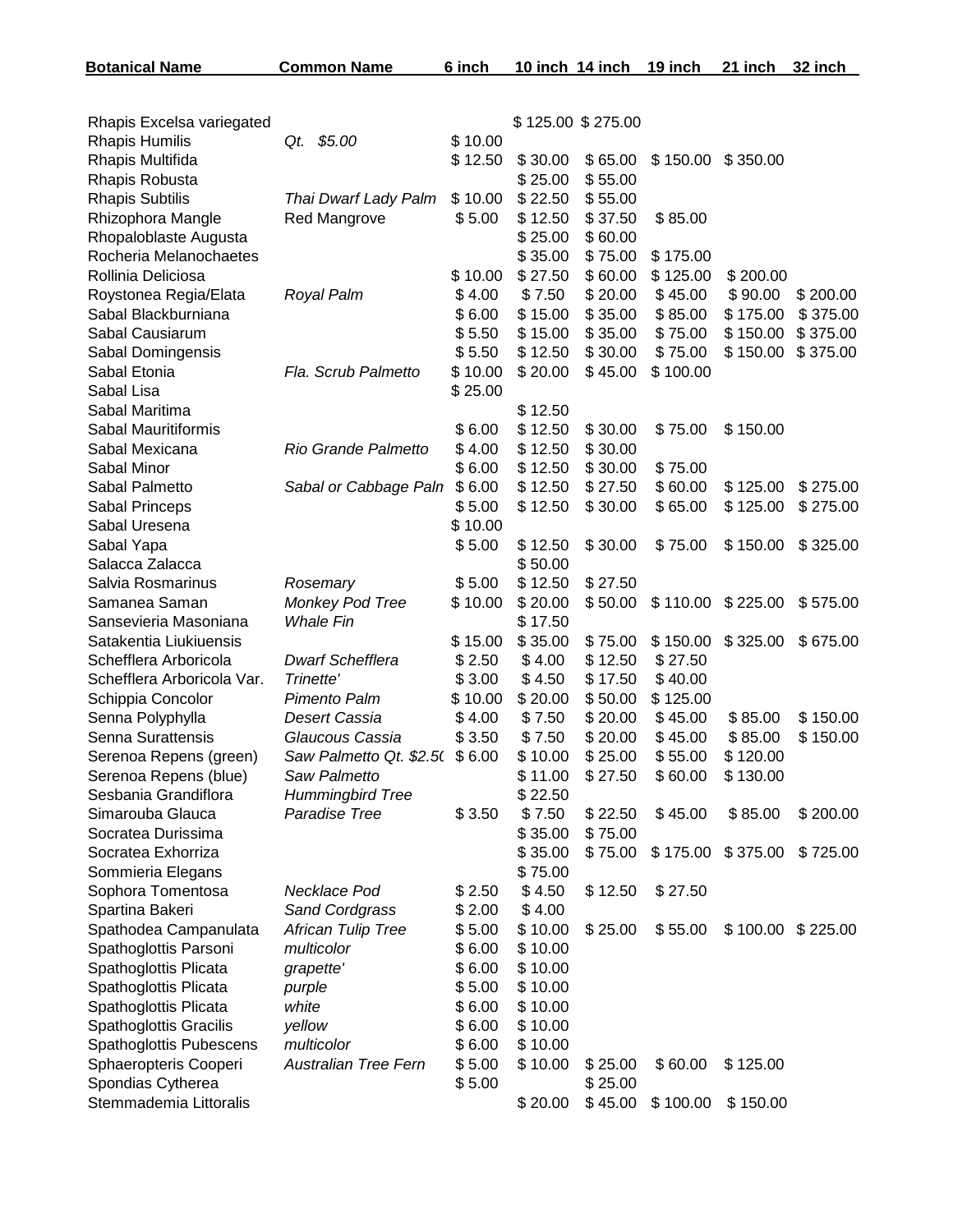| Botanical Name | Common Name | 6 inch | 10 inch | 14 inch | 19 inch | 21 inch | 32 inch |
|---|---|---|---|---|---|---|---|
| Rhapis Excelsa variegated | | | $ 125.00 | $ 275.00 | | | |
| Rhapis Humilis | *Qt. $5.00* | $ 10.00 | | | | | |
| Rhapis Multifida | | $ 12.50 | $ 30.00 | $ 65.00 | $ 150.00 | $ 350.00 | |
| Rhapis Robusta | | | $ 25.00 | $ 55.00 | | | |
| Rhapis Subtilis | *Thai Dwarf Lady Palm* | $ 10.00 | $ 22.50 | $ 55.00 | | | |
| Rhizophora Mangle | Red Mangrove | $ 5.00 | $ 12.50 | $ 37.50 | $ 85.00 | | |
| Rhopaloblaste Augusta | | | $ 25.00 | $ 60.00 | | | |
| Rocheria Melanochaetes | | | $ 35.00 | $ 75.00 | $ 175.00 | | |
| Rollinia Deliciosa | | $ 10.00 | $ 27.50 | $ 60.00 | $ 125.00 | $ 200.00 | |
| Roystonea Regia/Elata | *Royal Palm* | $ 4.00 | $ 7.50 | $ 20.00 | $ 45.00 | $ 90.00 | $ 200.00 |
| Sabal Blackburniana | | $ 6.00 | $ 15.00 | $ 35.00 | $ 85.00 | $ 175.00 | $ 375.00 |
| Sabal Causiarum | | $ 5.50 | $ 15.00 | $ 35.00 | $ 75.00 | $ 150.00 | $ 375.00 |
| Sabal Domingensis | | $ 5.50 | $ 12.50 | $ 30.00 | $ 75.00 | $ 150.00 | $ 375.00 |
| Sabal Etonia | *Fla. Scrub Palmetto* | $ 10.00 | $ 20.00 | $ 45.00 | $ 100.00 | | |
| Sabal Lisa | | $ 25.00 | | | | | |
| Sabal Maritima | | | $ 12.50 | | | | |
| Sabal Mauritiformis | | $ 6.00 | $ 12.50 | $ 30.00 | $ 75.00 | $ 150.00 | |
| Sabal Mexicana | *Rio Grande Palmetto* | $ 4.00 | $ 12.50 | $ 30.00 | | | |
| Sabal Minor | | $ 6.00 | $ 12.50 | $ 30.00 | $ 75.00 | | |
| Sabal Palmetto | *Sabal or Cabbage Paln* | $ 6.00 | $ 12.50 | $ 27.50 | $ 60.00 | $ 125.00 | $ 275.00 |
| Sabal Princeps | | $ 5.00 | $ 12.50 | $ 30.00 | $ 65.00 | $ 125.00 | $ 275.00 |
| Sabal Uresena | | $ 10.00 | | | | | |
| Sabal Yapa | | $ 5.00 | $ 12.50 | $ 30.00 | $ 75.00 | $ 150.00 | $ 325.00 |
| Salacca Zalacca | | | $ 50.00 | | | | |
| Salvia Rosmarinus | *Rosemary* | $ 5.00 | $ 12.50 | $ 27.50 | | | |
| Samanea Saman | *Monkey Pod Tree* | $ 10.00 | $ 20.00 | $ 50.00 | $ 110.00 | $ 225.00 | $ 575.00 |
| Sansevieria Masoniana | *Whale Fin* | | $ 17.50 | | | | |
| Satakentia Liukiuensis | | $ 15.00 | $ 35.00 | $ 75.00 | $ 150.00 | $ 325.00 | $ 675.00 |
| Schefflera Arboricola | *Dwarf Schefflera* | $ 2.50 | $ 4.00 | $ 12.50 | $ 27.50 | | |
| Schefflera Arboricola Var. | *Trinette'* | $ 3.00 | $ 4.50 | $ 17.50 | $ 40.00 | | |
| Schippia Concolor | *Pimento Palm* | $ 10.00 | $ 20.00 | $ 50.00 | $ 125.00 | | |
| Senna Polyphylla | *Desert Cassia* | $ 4.00 | $ 7.50 | $ 20.00 | $ 45.00 | $ 85.00 | $ 150.00 |
| Senna Surattensis | *Glaucous Cassia* | $ 3.50 | $ 7.50 | $ 20.00 | $ 45.00 | $ 85.00 | $ 150.00 |
| Serenoa Repens (green) | *Saw Palmetto Qt. $2.5(* | $ 6.00 | $ 10.00 | $ 25.00 | $ 55.00 | $ 120.00 | |
| Serenoa Repens (blue) | *Saw Palmetto* | | $ 11.00 | $ 27.50 | $ 60.00 | $ 130.00 | |
| Sesbania Grandiflora | *Hummingbird Tree* | | $ 22.50 | | | | |
| Simarouba Glauca | *Paradise Tree* | $ 3.50 | $ 7.50 | $ 22.50 | $ 45.00 | $ 85.00 | $ 200.00 |
| Socratea Durissima | | | $ 35.00 | $ 75.00 | | | |
| Socratea Exhorriza | | | $ 35.00 | $ 75.00 | $ 175.00 | $ 375.00 | $ 725.00 |
| Sommieria Elegans | | | $ 75.00 | | | | |
| Sophora Tomentosa | *Necklace Pod* | $ 2.50 | $ 4.50 | $ 12.50 | $ 27.50 | | |
| Spartina Bakeri | *Sand Cordgrass* | $ 2.00 | $ 4.00 | | | | |
| Spathodea Campanulata | *African Tulip Tree* | $ 5.00 | $ 10.00 | $ 25.00 | $ 55.00 | $ 100.00 | $ 225.00 |
| Spathoglottis Parsoni | *multicolor* | $ 6.00 | $ 10.00 | | | | |
| Spathoglottis Plicata | *grapette'* | $ 6.00 | $ 10.00 | | | | |
| Spathoglottis Plicata | *purple* | $ 5.00 | $ 10.00 | | | | |
| Spathoglottis Plicata | *white* | $ 6.00 | $ 10.00 | | | | |
| Spathoglottis Gracilis | *yellow* | $ 6.00 | $ 10.00 | | | | |
| Spathoglottis Pubescens | *multicolor* | $ 6.00 | $ 10.00 | | | | |
| Sphaeropteris Cooperi | *Australian Tree Fern* | $ 5.00 | $ 10.00 | $ 25.00 | $ 60.00 | $ 125.00 | |
| Spondias Cytherea | | $ 5.00 | | $ 25.00 | | | |
| Stemmademia Littoralis | | | $ 20.00 | $ 45.00 | $ 100.00 | $ 150.00 | |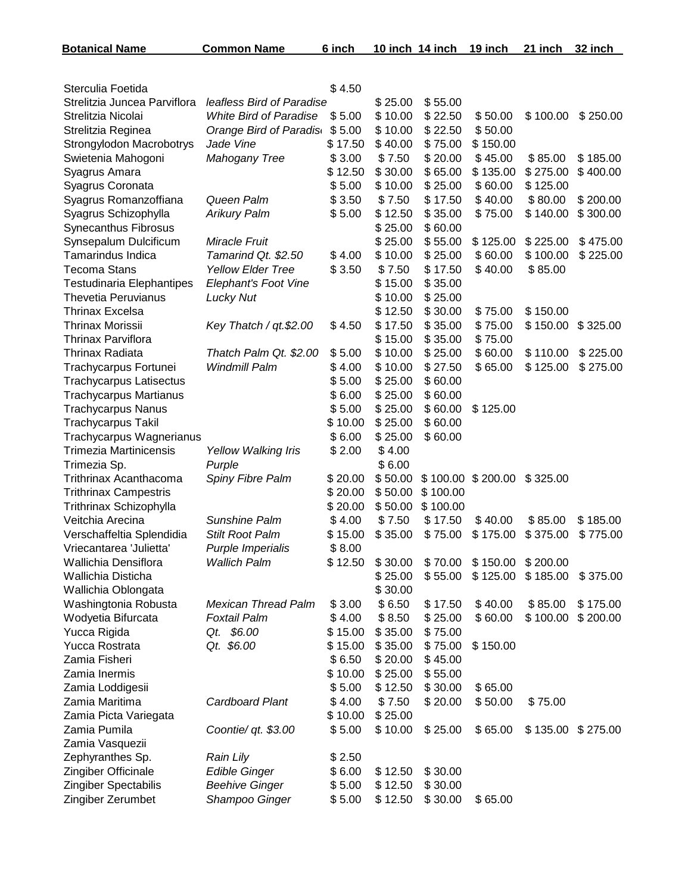| Botanical Name | Common Name | 6 inch | 10 inch | 14 inch | 19 inch | 21 inch | 32 inch |
|---|---|---|---|---|---|---|---|
| Sterculia Foetida | | $ 4.50 | | | | | |
| Strelitzia Juncea Parviflora | *leafless Bird of Paradise* | | $ 25.00 | $ 55.00 | | | |
| Strelitzia Nicolai | *White Bird of Paradise* | $ 5.00 | $ 10.00 | $ 22.50 | $ 50.00 | $ 100.00 | $ 250.00 |
| Strelitzia Reginea | *Orange Bird of Paradise* | $ 5.00 | $ 10.00 | $ 22.50 | $ 50.00 | | |
| Strongylodon Macrobotrys | *Jade Vine* | $ 17.50 | $ 40.00 | $ 75.00 | $ 150.00 | | |
| Swietenia Mahogoni | *Mahogany Tree* | $ 3.00 | $ 7.50 | $ 20.00 | $ 45.00 | $ 85.00 | $ 185.00 |
| Syagrus Amara | | $ 12.50 | $ 30.00 | $ 65.00 | $ 135.00 | $ 275.00 | $ 400.00 |
| Syagrus Coronata | | $ 5.00 | $ 10.00 | $ 25.00 | $ 60.00 | $ 125.00 | |
| Syagrus Romanzoffiana | *Queen Palm* | $ 3.50 | $ 7.50 | $ 17.50 | $ 40.00 | $ 80.00 | $ 200.00 |
| Syagrus Schizophylla | *Arikury Palm* | $ 5.00 | $ 12.50 | $ 35.00 | $ 75.00 | $ 140.00 | $ 300.00 |
| Synecanthus Fibrosus | | | $ 25.00 | $ 60.00 | | | |
| Synsepalum Dulcificum | *Miracle Fruit* | | $ 25.00 | $ 55.00 | $ 125.00 | $ 225.00 | $ 475.00 |
| Tamarindus Indica | *Tamarind Qt. $2.50* | $ 4.00 | $ 10.00 | $ 25.00 | $ 60.00 | $ 100.00 | $ 225.00 |
| Tecoma Stans | *Yellow Elder Tree* | $ 3.50 | $ 7.50 | $ 17.50 | $ 40.00 | $ 85.00 | |
| Testudinaria Elephantipes | *Elephant's Foot Vine* | | $ 15.00 | $ 35.00 | | | |
| Thevetia Peruvianus | *Lucky Nut* | | $ 10.00 | $ 25.00 | | | |
| Thrinax Excelsa | | | $ 12.50 | $ 30.00 | $ 75.00 | $ 150.00 | |
| Thrinax Morissii | *Key Thatch / qt.$2.00* | $ 4.50 | $ 17.50 | $ 35.00 | $ 75.00 | $ 150.00 | $ 325.00 |
| Thrinax Parviflora | | | $ 15.00 | $ 35.00 | $ 75.00 | | |
| Thrinax Radiata | *Thatch Palm Qt. $2.00* | $ 5.00 | $ 10.00 | $ 25.00 | $ 60.00 | $ 110.00 | $ 225.00 |
| Trachycarpus Fortunei | *Windmill Palm* | $ 4.00 | $ 10.00 | $ 27.50 | $ 65.00 | $ 125.00 | $ 275.00 |
| Trachycarpus Latisectus | | $ 5.00 | $ 25.00 | $ 60.00 | | | |
| Trachycarpus Martianus | | $ 6.00 | $ 25.00 | $ 60.00 | | | |
| Trachycarpus Nanus | | $ 5.00 | $ 25.00 | $ 60.00 | $ 125.00 | | |
| Trachycarpus Takil | | $ 10.00 | $ 25.00 | $ 60.00 | | | |
| Trachycarpus Wagnerianus | | $ 6.00 | $ 25.00 | $ 60.00 | | | |
| Trimezia Martinicensis | *Yellow Walking Iris* | $ 2.00 | $ 4.00 | | | | |
| Trimezia Sp. | *Purple* | | $ 6.00 | | | | |
| Trithrinax Acanthacoma | *Spiny Fibre Palm* | $ 20.00 | $ 50.00 | $ 100.00 | $ 200.00 | $ 325.00 | |
| Trithrinax Campestris | | $ 20.00 | $ 50.00 | $ 100.00 | | | |
| Trithrinax Schizophylla | | $ 20.00 | $ 50.00 | $ 100.00 | | | |
| Veitchia Arecina | *Sunshine Palm* | $ 4.00 | $ 7.50 | $ 17.50 | $ 40.00 | $ 85.00 | $ 185.00 |
| Verschaffeltia Splendidia | *Stilt Root Palm* | $ 15.00 | $ 35.00 | $ 75.00 | $ 175.00 | $ 375.00 | $ 775.00 |
| Vriecantarea 'Julietta' | *Purple Imperialis* | $ 8.00 | | | | | |
| Wallichia Densiflora | *Wallich Palm* | $ 12.50 | $ 30.00 | $ 70.00 | $ 150.00 | $ 200.00 | |
| Wallichia Disticha | | | $ 25.00 | $ 55.00 | $ 125.00 | $ 185.00 | $ 375.00 |
| Wallichia Oblongata | | | $ 30.00 | | | | |
| Washingtonia Robusta | *Mexican Thread Palm* | $ 3.00 | $ 6.50 | $ 17.50 | $ 40.00 | $ 85.00 | $ 175.00 |
| Wodyetia Bifurcata | *Foxtail Palm* | $ 4.00 | $ 8.50 | $ 25.00 | $ 60.00 | $ 100.00 | $ 200.00 |
| Yucca Rigida | *Qt. $6.00* | $ 15.00 | $ 35.00 | $ 75.00 | | | |
| Yucca Rostrata | *Qt. $6.00* | $ 15.00 | $ 35.00 | $ 75.00 | $ 150.00 | | |
| Zamia Fisheri | | $ 6.50 | $ 20.00 | $ 45.00 | | | |
| Zamia Inermis | | $ 10.00 | $ 25.00 | $ 55.00 | | | |
| Zamia Loddigesii | | $ 5.00 | $ 12.50 | $ 30.00 | $ 65.00 | | |
| Zamia Maritima | *Cardboard Plant* | $ 4.00 | $ 7.50 | $ 20.00 | $ 50.00 | $ 75.00 | |
| Zamia Picta Variegata | | $ 10.00 | $ 25.00 | | | | |
| Zamia Pumila | *Coontie/ qt. $3.00* | $ 5.00 | $ 10.00 | $ 25.00 | $ 65.00 | $ 135.00 | $ 275.00 |
| Zamia Vasquezii | | | | | | | |
| Zephyranthes Sp. | *Rain Lily* | $ 2.50 | | | | | |
| Zingiber Officinale | *Edible Ginger* | $ 6.00 | $ 12.50 | $ 30.00 | | | |
| Zingiber Spectabilis | *Beehive Ginger* | $ 5.00 | $ 12.50 | $ 30.00 | | | |
| Zingiber Zerumbet | *Shampoo Ginger* | $ 5.00 | $ 12.50 | $ 30.00 | $ 65.00 | | |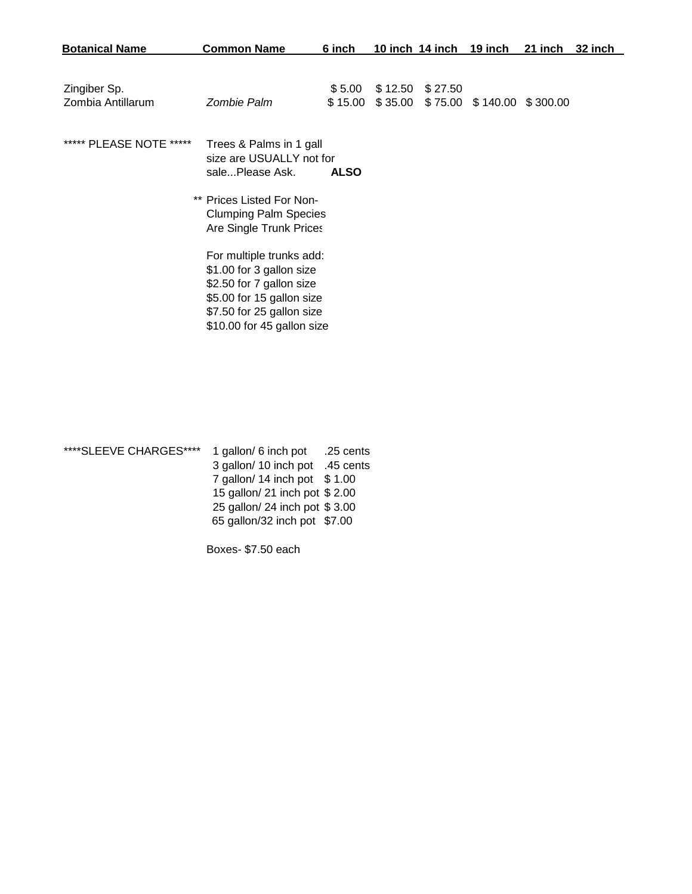| Botanical Name | Common Name | 6 inch | 10 inch | 14 inch | 19 inch | 21 inch | 32 inch |
|---|---|---|---|---|---|---|---|
| Zingiber Sp. | | $ 5.00 | $ 12.50 | $ 27.50 | | | |
| Zombia Antillarum | *Zombie Palm* | $ 15.00 | $ 35.00 | $ 75.00 | $ 140.00 | $ 300.00 | |

***** PLEASE NOTE ***** Trees & Palms in 1 gall size are USUALLY not for sale...Please Ask. **ALSO**

** Prices Listed For Non-Clumping Palm Species Are Single Trunk Prices

For multiple trunks add:
$1.00 for 3 gallon size
$2.50 for 7 gallon size
$5.00 for 15 gallon size
$7.50 for 25 gallon size
$10.00 for 45 gallon size

****SLEEVE CHARGES****

| | |
|---|---|
| 1 gallon/ 6 inch pot | .25 cents |
| 3 gallon/ 10 inch pot | .45 cents |
| 7 gallon/ 14 inch pot | $ 1.00 |
| 15 gallon/ 21 inch pot | $ 2.00 |
| 25 gallon/ 24 inch pot | $ 3.00 |
| 65 gallon/32 inch pot | $7.00 |

Boxes- $7.50 each